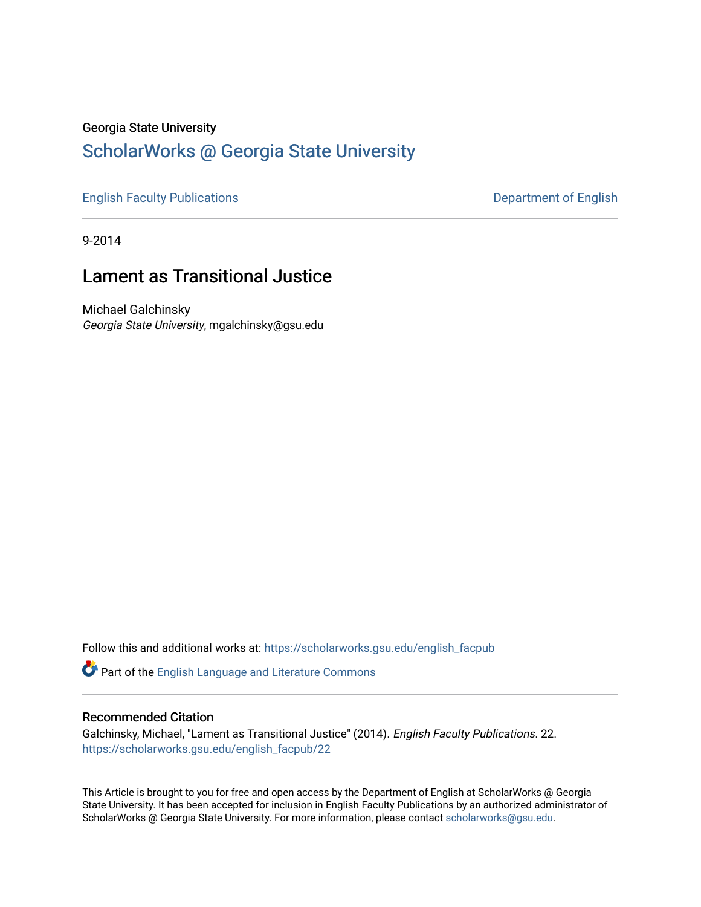Georgia State University

# ScholarWorks @ Georgia State University

English Faculty Publications

Department of English

9-2014

## Lament as Transitional Justice

Michael Galchinsky
*Georgia State University*, mgalchinsky@gsu.edu

Follow this and additional works at: https://scholarworks.gsu.edu/english_facpub

Part of the English Language and Literature Commons

### Recommended Citation

Galchinsky, Michael, "Lament as Transitional Justice" (2014). *English Faculty Publications*. 22.
https://scholarworks.gsu.edu/english_facpub/22

This Article is brought to you for free and open access by the Department of English at ScholarWorks @ Georgia State University. It has been accepted for inclusion in English Faculty Publications by an authorized administrator of ScholarWorks @ Georgia State University. For more information, please contact scholarworks@gsu.edu.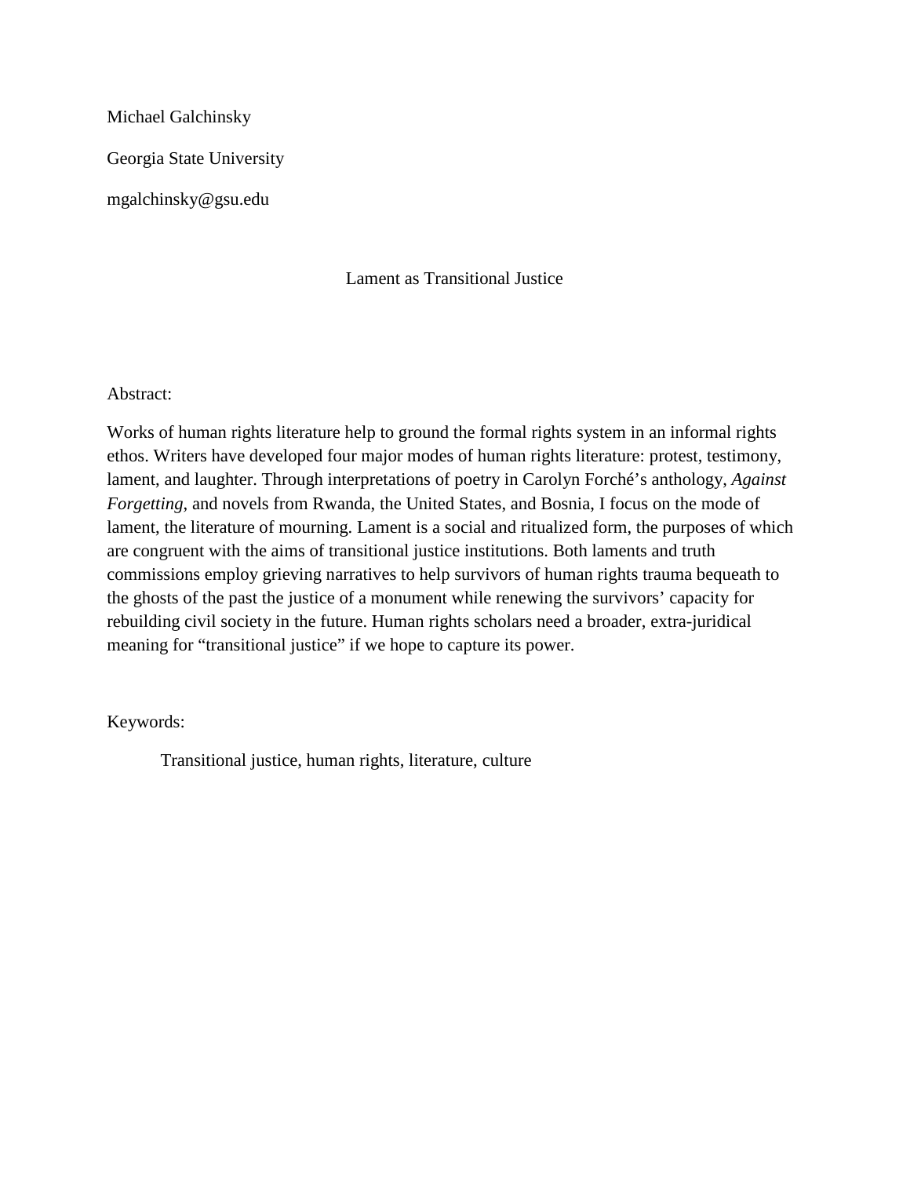Michael Galchinsky

Georgia State University

mgalchinsky@gsu.edu

# Lament as Transitional Justice

Abstract:

Works of human rights literature help to ground the formal rights system in an informal rights ethos. Writers have developed four major modes of human rights literature: protest, testimony, lament, and laughter. Through interpretations of poetry in Carolyn Forché's anthology, *Against Forgetting*, and novels from Rwanda, the United States, and Bosnia, I focus on the mode of lament, the literature of mourning. Lament is a social and ritualized form, the purposes of which are congruent with the aims of transitional justice institutions. Both laments and truth commissions employ grieving narratives to help survivors of human rights trauma bequeath to the ghosts of the past the justice of a monument while renewing the survivors' capacity for rebuilding civil society in the future. Human rights scholars need a broader, extra-juridical meaning for "transitional justice" if we hope to capture its power.

Keywords:

Transitional justice, human rights, literature, culture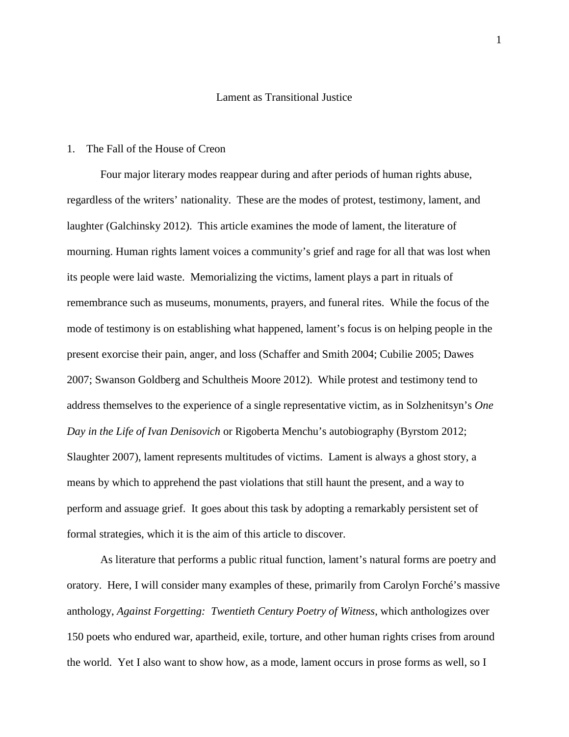# Lament as Transitional Justice

## 1. The Fall of the House of Creon

Four major literary modes reappear during and after periods of human rights abuse, regardless of the writers' nationality. These are the modes of protest, testimony, lament, and laughter (Galchinsky 2012). This article examines the mode of lament, the literature of mourning. Human rights lament voices a community's grief and rage for all that was lost when its people were laid waste. Memorializing the victims, lament plays a part in rituals of remembrance such as museums, monuments, prayers, and funeral rites. While the focus of the mode of testimony is on establishing what happened, lament's focus is on helping people in the present exorcise their pain, anger, and loss (Schaffer and Smith 2004; Cubilie 2005; Dawes 2007; Swanson Goldberg and Schultheis Moore 2012). While protest and testimony tend to address themselves to the experience of a single representative victim, as in Solzhenitsyn's *One Day in the Life of Ivan Denisovich* or Rigoberta Menchu's autobiography (Byrstom 2012; Slaughter 2007), lament represents multitudes of victims. Lament is always a ghost story, a means by which to apprehend the past violations that still haunt the present, and a way to perform and assuage grief. It goes about this task by adopting a remarkably persistent set of formal strategies, which it is the aim of this article to discover.

As literature that performs a public ritual function, lament's natural forms are poetry and oratory. Here, I will consider many examples of these, primarily from Carolyn Forché's massive anthology, *Against Forgetting: Twentieth Century Poetry of Witness*, which anthologizes over 150 poets who endured war, apartheid, exile, torture, and other human rights crises from around the world. Yet I also want to show how, as a mode, lament occurs in prose forms as well, so I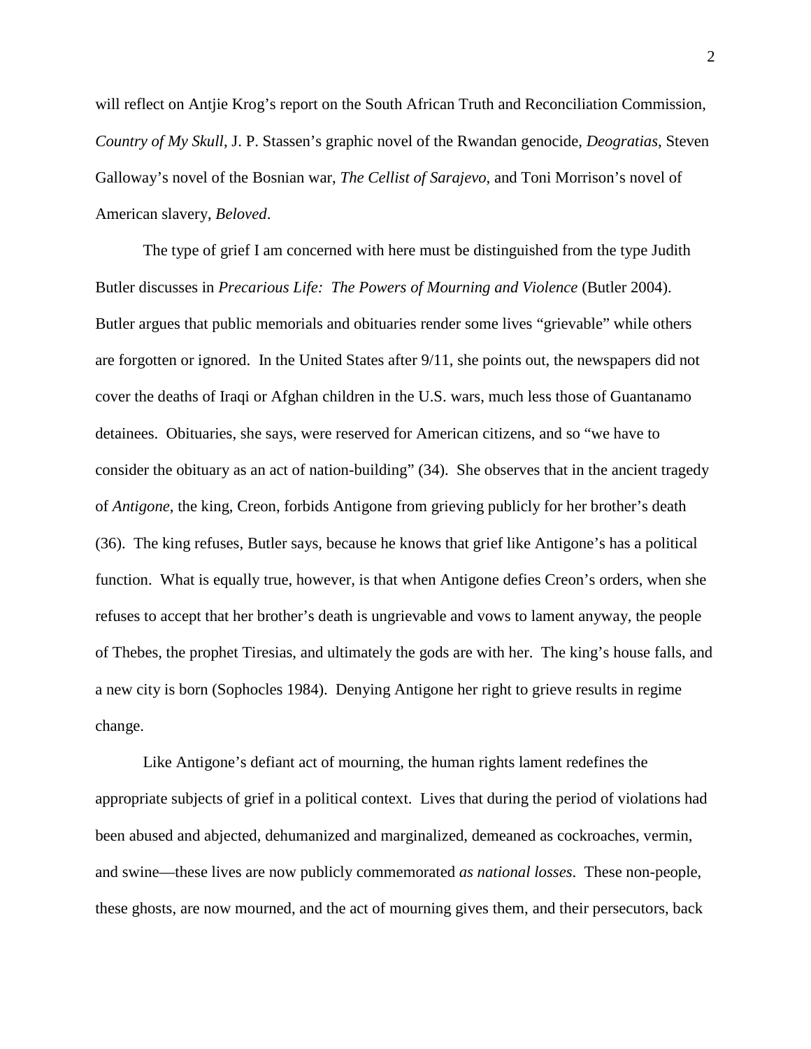will reflect on Antjie Krog's report on the South African Truth and Reconciliation Commission, *Country of My Skull*, J. P. Stassen's graphic novel of the Rwandan genocide, *Deogratias*, Steven Galloway's novel of the Bosnian war, *The Cellist of Sarajevo*, and Toni Morrison's novel of American slavery, *Beloved*.

The type of grief I am concerned with here must be distinguished from the type Judith Butler discusses in *Precarious Life: The Powers of Mourning and Violence* (Butler 2004). Butler argues that public memorials and obituaries render some lives "grievable" while others are forgotten or ignored. In the United States after 9/11, she points out, the newspapers did not cover the deaths of Iraqi or Afghan children in the U.S. wars, much less those of Guantanamo detainees. Obituaries, she says, were reserved for American citizens, and so "we have to consider the obituary as an act of nation-building" (34). She observes that in the ancient tragedy of *Antigone*, the king, Creon, forbids Antigone from grieving publicly for her brother's death (36). The king refuses, Butler says, because he knows that grief like Antigone's has a political function. What is equally true, however, is that when Antigone defies Creon's orders, when she refuses to accept that her brother's death is ungrievable and vows to lament anyway, the people of Thebes, the prophet Tiresias, and ultimately the gods are with her. The king's house falls, and a new city is born (Sophocles 1984). Denying Antigone her right to grieve results in regime change.

Like Antigone's defiant act of mourning, the human rights lament redefines the appropriate subjects of grief in a political context. Lives that during the period of violations had been abused and abjected, dehumanized and marginalized, demeaned as cockroaches, vermin, and swine—these lives are now publicly commemorated *as national losses*. These non-people, these ghosts, are now mourned, and the act of mourning gives them, and their persecutors, back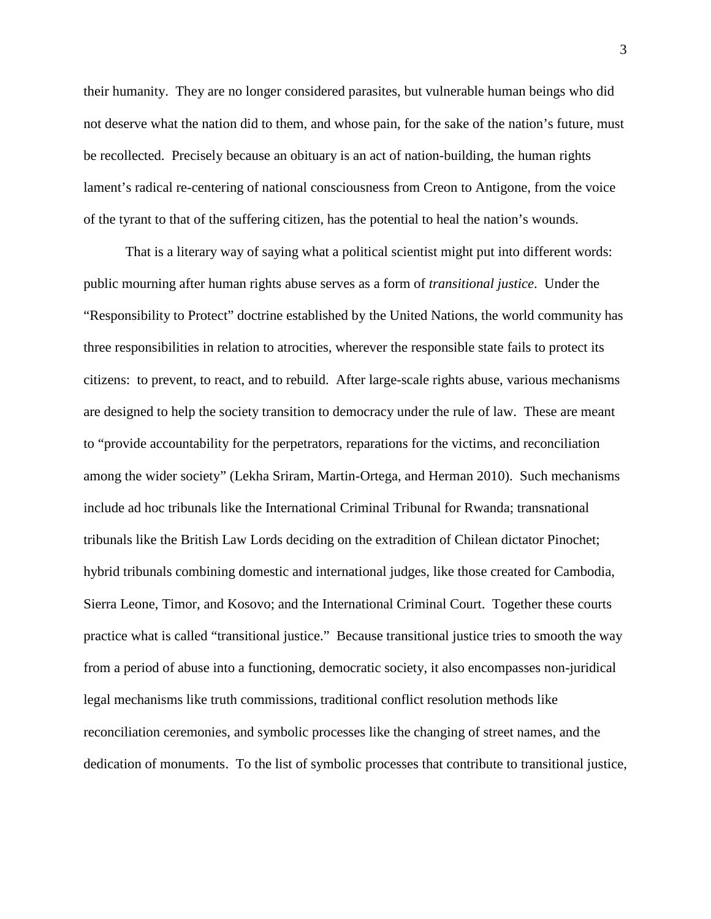their humanity. They are no longer considered parasites, but vulnerable human beings who did not deserve what the nation did to them, and whose pain, for the sake of the nation's future, must be recollected. Precisely because an obituary is an act of nation-building, the human rights lament's radical re-centering of national consciousness from Creon to Antigone, from the voice of the tyrant to that of the suffering citizen, has the potential to heal the nation's wounds.

That is a literary way of saying what a political scientist might put into different words: public mourning after human rights abuse serves as a form of *transitional justice*. Under the "Responsibility to Protect" doctrine established by the United Nations, the world community has three responsibilities in relation to atrocities, wherever the responsible state fails to protect its citizens: to prevent, to react, and to rebuild. After large-scale rights abuse, various mechanisms are designed to help the society transition to democracy under the rule of law. These are meant to "provide accountability for the perpetrators, reparations for the victims, and reconciliation among the wider society" (Lekha Sriram, Martin-Ortega, and Herman 2010). Such mechanisms include ad hoc tribunals like the International Criminal Tribunal for Rwanda; transnational tribunals like the British Law Lords deciding on the extradition of Chilean dictator Pinochet; hybrid tribunals combining domestic and international judges, like those created for Cambodia, Sierra Leone, Timor, and Kosovo; and the International Criminal Court. Together these courts practice what is called "transitional justice." Because transitional justice tries to smooth the way from a period of abuse into a functioning, democratic society, it also encompasses non-juridical legal mechanisms like truth commissions, traditional conflict resolution methods like reconciliation ceremonies, and symbolic processes like the changing of street names, and the dedication of monuments. To the list of symbolic processes that contribute to transitional justice,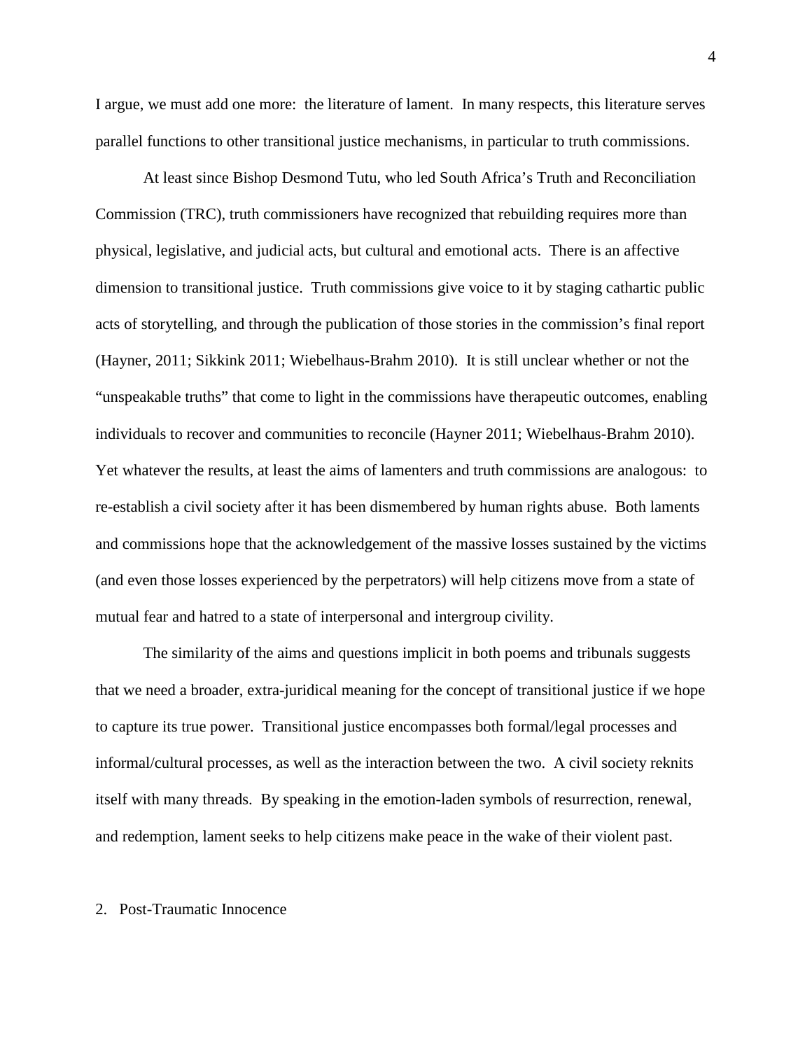I argue, we must add one more: the literature of lament. In many respects, this literature serves parallel functions to other transitional justice mechanisms, in particular to truth commissions.

At least since Bishop Desmond Tutu, who led South Africa's Truth and Reconciliation Commission (TRC), truth commissioners have recognized that rebuilding requires more than physical, legislative, and judicial acts, but cultural and emotional acts. There is an affective dimension to transitional justice. Truth commissions give voice to it by staging cathartic public acts of storytelling, and through the publication of those stories in the commission's final report (Hayner, 2011; Sikkink 2011; Wiebelhaus-Brahm 2010). It is still unclear whether or not the "unspeakable truths" that come to light in the commissions have therapeutic outcomes, enabling individuals to recover and communities to reconcile (Hayner 2011; Wiebelhaus-Brahm 2010). Yet whatever the results, at least the aims of lamenters and truth commissions are analogous: to re-establish a civil society after it has been dismembered by human rights abuse. Both laments and commissions hope that the acknowledgement of the massive losses sustained by the victims (and even those losses experienced by the perpetrators) will help citizens move from a state of mutual fear and hatred to a state of interpersonal and intergroup civility.

The similarity of the aims and questions implicit in both poems and tribunals suggests that we need a broader, extra-juridical meaning for the concept of transitional justice if we hope to capture its true power. Transitional justice encompasses both formal/legal processes and informal/cultural processes, as well as the interaction between the two. A civil society reknits itself with many threads. By speaking in the emotion-laden symbols of resurrection, renewal, and redemption, lament seeks to help citizens make peace in the wake of their violent past.

## 2. Post-Traumatic Innocence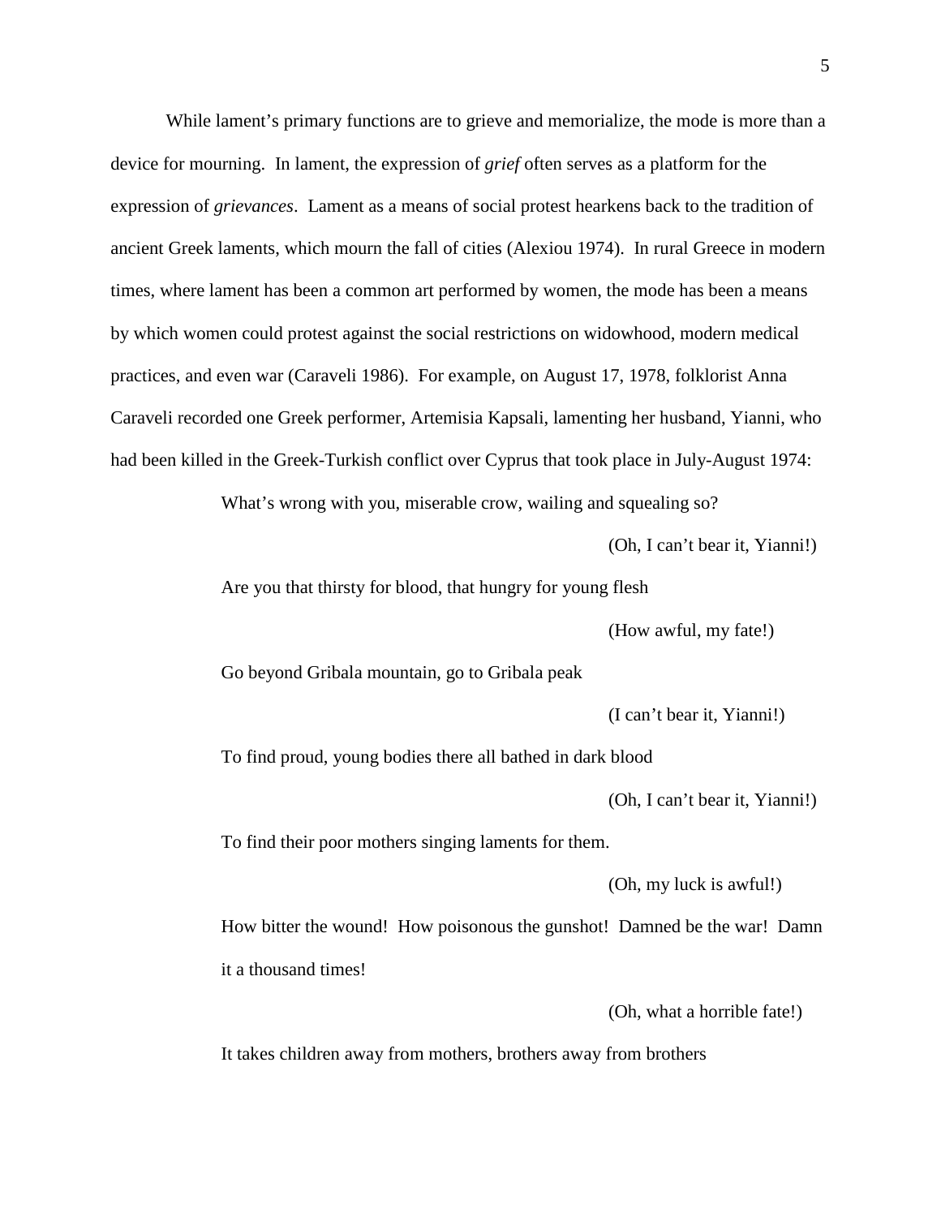While lament's primary functions are to grieve and memorialize, the mode is more than a device for mourning. In lament, the expression of *grief* often serves as a platform for the expression of *grievances*. Lament as a means of social protest hearkens back to the tradition of ancient Greek laments, which mourn the fall of cities (Alexiou 1974). In rural Greece in modern times, where lament has been a common art performed by women, the mode has been a means by which women could protest against the social restrictions on widowhood, modern medical practices, and even war (Caraveli 1986). For example, on August 17, 1978, folklorist Anna Caraveli recorded one Greek performer, Artemisia Kapsali, lamenting her husband, Yianni, who had been killed in the Greek-Turkish conflict over Cyprus that took place in July-August 1974:

> What's wrong with you, miserable crow, wailing and squealing so?
>
> (Oh, I can't bear it, Yianni!)
>
> Are you that thirsty for blood, that hungry for young flesh
>
> (How awful, my fate!)
>
> Go beyond Gribala mountain, go to Gribala peak
>
> (I can't bear it, Yianni!)
>
> To find proud, young bodies there all bathed in dark blood
>
> (Oh, I can't bear it, Yianni!)
>
> To find their poor mothers singing laments for them.
>
> (Oh, my luck is awful!)
>
> How bitter the wound! How poisonous the gunshot! Damned be the war! Damn it a thousand times!
>
> (Oh, what a horrible fate!)
>
> It takes children away from mothers, brothers away from brothers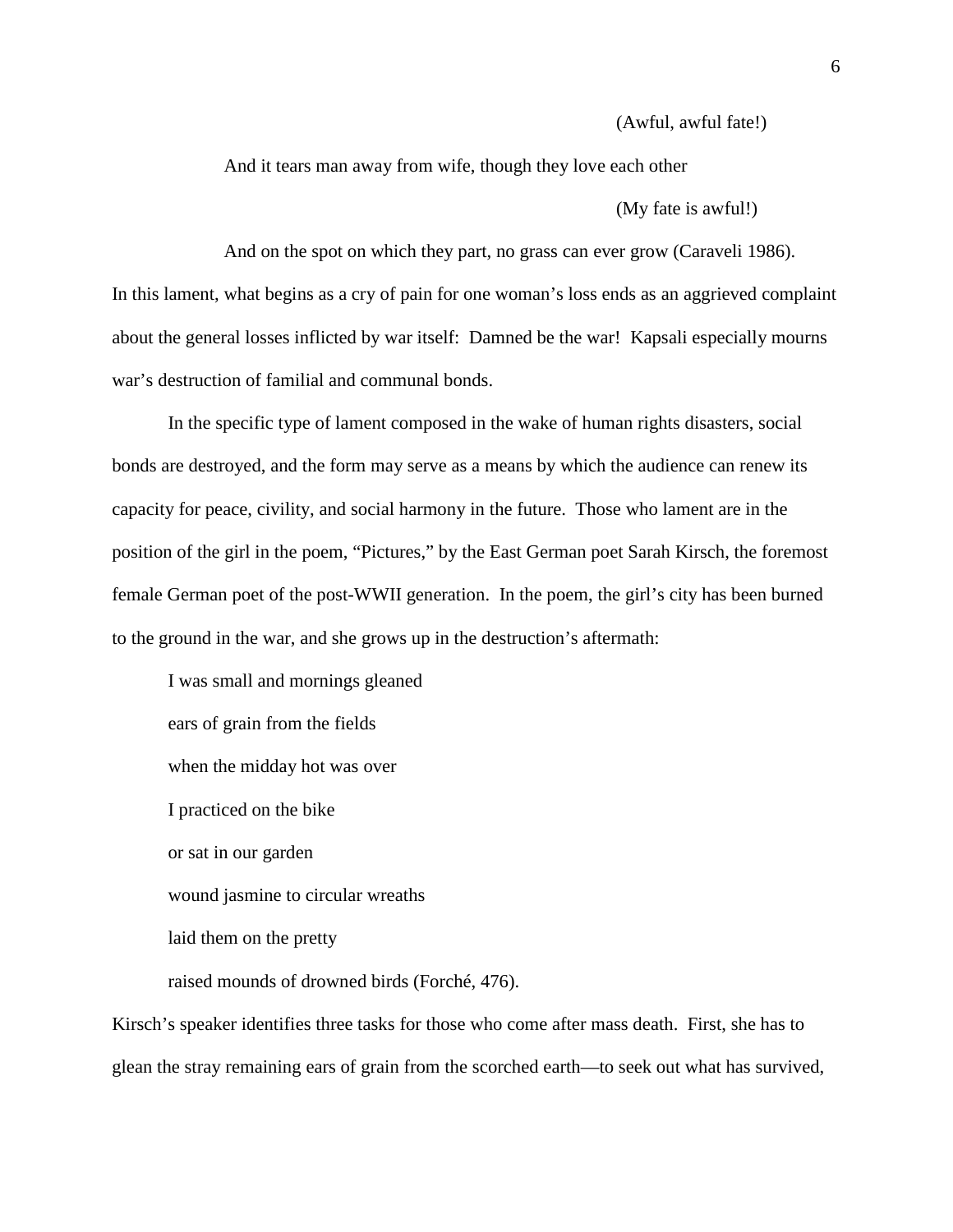(Awful, awful fate!)

And it tears man away from wife, though they love each other

(My fate is awful!)

And on the spot on which they part, no grass can ever grow (Caraveli 1986).

In this lament, what begins as a cry of pain for one woman's loss ends as an aggrieved complaint about the general losses inflicted by war itself: Damned be the war! Kapsali especially mourns war's destruction of familial and communal bonds.

In the specific type of lament composed in the wake of human rights disasters, social bonds are destroyed, and the form may serve as a means by which the audience can renew its capacity for peace, civility, and social harmony in the future. Those who lament are in the position of the girl in the poem, "Pictures," by the East German poet Sarah Kirsch, the foremost female German poet of the post-WWII generation. In the poem, the girl's city has been burned to the ground in the war, and she grows up in the destruction's aftermath:

> I was small and mornings gleaned
>
> ears of grain from the fields
>
> when the midday hot was over
>
> I practiced on the bike
>
> or sat in our garden
>
> wound jasmine to circular wreaths
>
> laid them on the pretty
>
> raised mounds of drowned birds (Forché, 476).

Kirsch's speaker identifies three tasks for those who come after mass death. First, she has to glean the stray remaining ears of grain from the scorched earth—to seek out what has survived,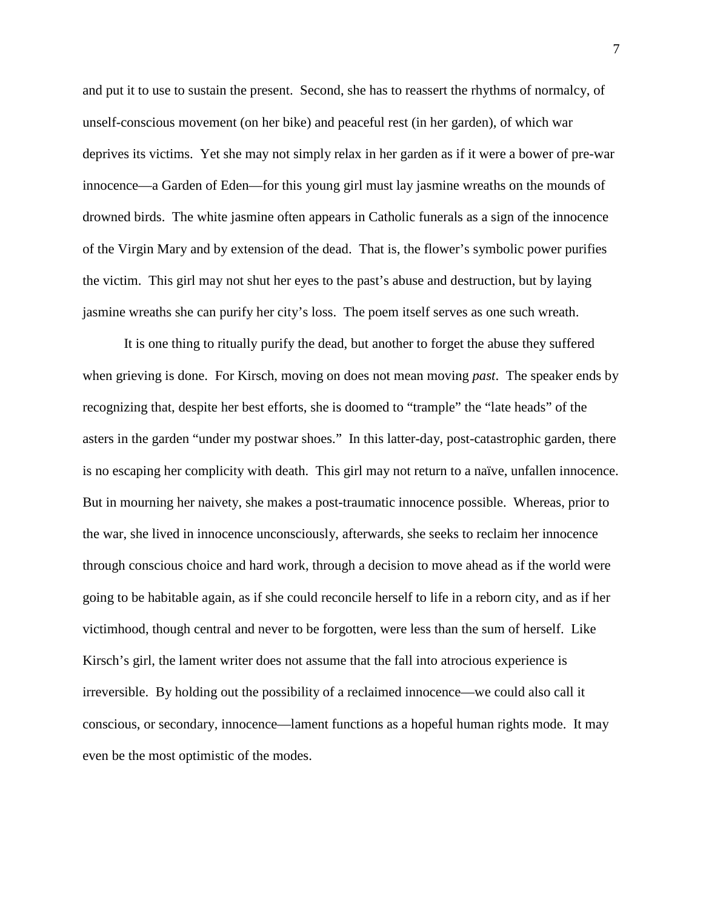and put it to use to sustain the present. Second, she has to reassert the rhythms of normalcy, of unself-conscious movement (on her bike) and peaceful rest (in her garden), of which war deprives its victims. Yet she may not simply relax in her garden as if it were a bower of pre-war innocence—a Garden of Eden—for this young girl must lay jasmine wreaths on the mounds of drowned birds. The white jasmine often appears in Catholic funerals as a sign of the innocence of the Virgin Mary and by extension of the dead. That is, the flower's symbolic power purifies the victim. This girl may not shut her eyes to the past's abuse and destruction, but by laying jasmine wreaths she can purify her city's loss. The poem itself serves as one such wreath.

It is one thing to ritually purify the dead, but another to forget the abuse they suffered when grieving is done. For Kirsch, moving on does not mean moving *past*. The speaker ends by recognizing that, despite her best efforts, she is doomed to "trample" the "late heads" of the asters in the garden "under my postwar shoes." In this latter-day, post-catastrophic garden, there is no escaping her complicity with death. This girl may not return to a naïve, unfallen innocence. But in mourning her naivety, she makes a post-traumatic innocence possible. Whereas, prior to the war, she lived in innocence unconsciously, afterwards, she seeks to reclaim her innocence through conscious choice and hard work, through a decision to move ahead as if the world were going to be habitable again, as if she could reconcile herself to life in a reborn city, and as if her victimhood, though central and never to be forgotten, were less than the sum of herself. Like Kirsch's girl, the lament writer does not assume that the fall into atrocious experience is irreversible. By holding out the possibility of a reclaimed innocence—we could also call it conscious, or secondary, innocence—lament functions as a hopeful human rights mode. It may even be the most optimistic of the modes.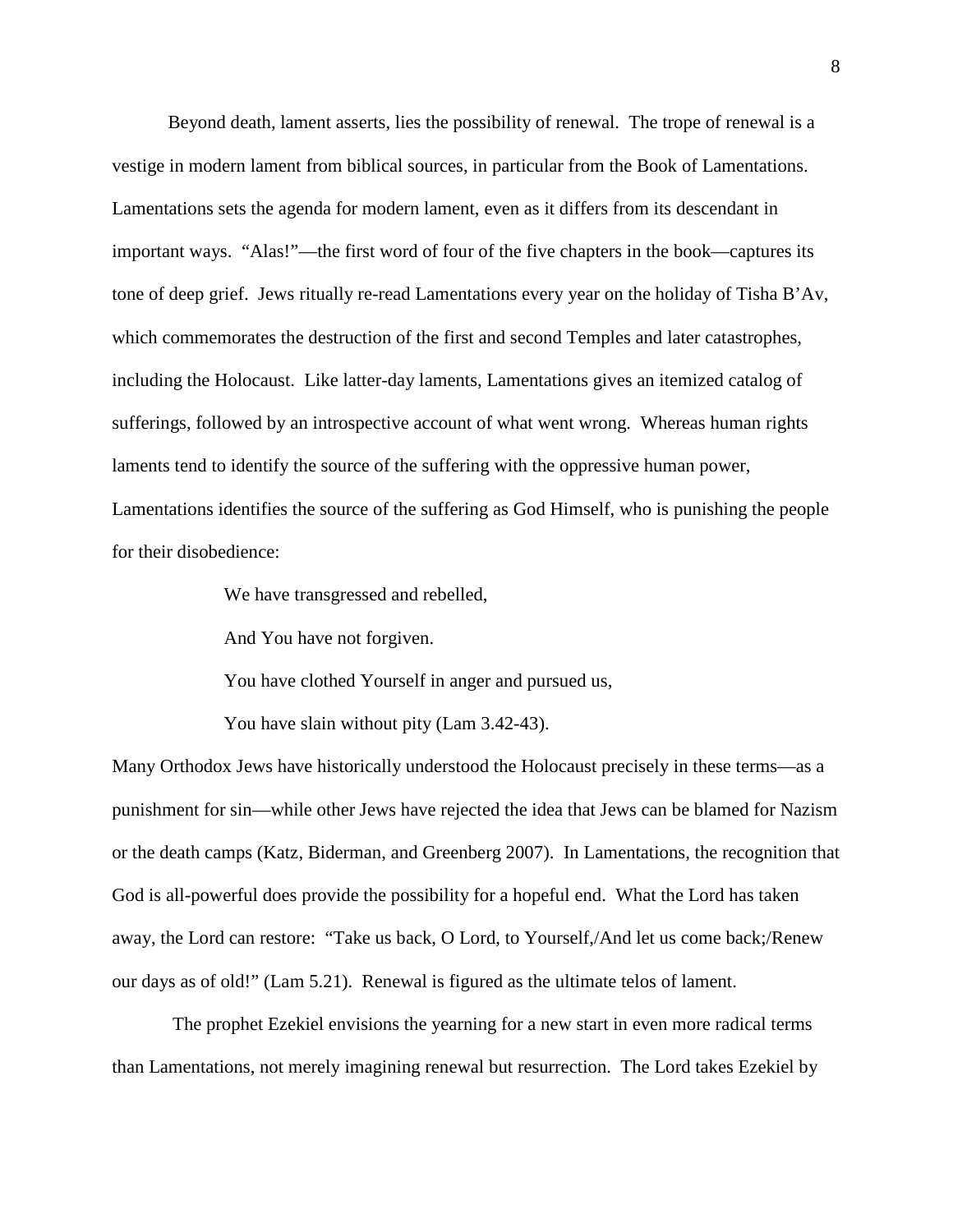Beyond death, lament asserts, lies the possibility of renewal. The trope of renewal is a vestige in modern lament from biblical sources, in particular from the Book of Lamentations. Lamentations sets the agenda for modern lament, even as it differs from its descendant in important ways. "Alas!"—the first word of four of the five chapters in the book—captures its tone of deep grief. Jews ritually re-read Lamentations every year on the holiday of Tisha B'Av, which commemorates the destruction of the first and second Temples and later catastrophes, including the Holocaust. Like latter-day laments, Lamentations gives an itemized catalog of sufferings, followed by an introspective account of what went wrong. Whereas human rights laments tend to identify the source of the suffering with the oppressive human power, Lamentations identifies the source of the suffering as God Himself, who is punishing the people for their disobedience:

> We have transgressed and rebelled,
>
> And You have not forgiven.
>
> You have clothed Yourself in anger and pursued us,
>
> You have slain without pity (Lam 3.42-43).

Many Orthodox Jews have historically understood the Holocaust precisely in these terms—as a punishment for sin—while other Jews have rejected the idea that Jews can be blamed for Nazism or the death camps (Katz, Biderman, and Greenberg 2007). In Lamentations, the recognition that God is all-powerful does provide the possibility for a hopeful end. What the Lord has taken away, the Lord can restore: "Take us back, O Lord, to Yourself,/And let us come back;/Renew our days as of old!" (Lam 5.21). Renewal is figured as the ultimate telos of lament.

The prophet Ezekiel envisions the yearning for a new start in even more radical terms than Lamentations, not merely imagining renewal but resurrection. The Lord takes Ezekiel by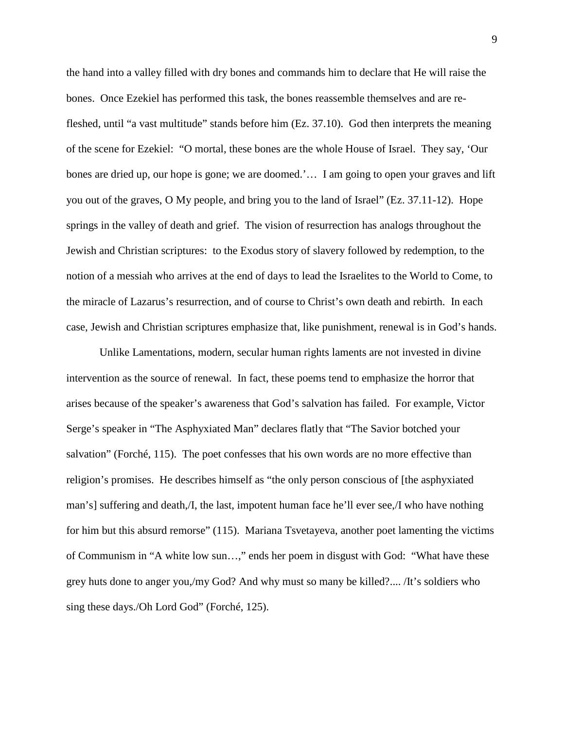the hand into a valley filled with dry bones and commands him to declare that He will raise the bones. Once Ezekiel has performed this task, the bones reassemble themselves and are re-fleshed, until "a vast multitude" stands before him (Ez. 37.10). God then interprets the meaning of the scene for Ezekiel: "O mortal, these bones are the whole House of Israel. They say, 'Our bones are dried up, our hope is gone; we are doomed.'… I am going to open your graves and lift you out of the graves, O My people, and bring you to the land of Israel" (Ez. 37.11-12). Hope springs in the valley of death and grief. The vision of resurrection has analogs throughout the Jewish and Christian scriptures: to the Exodus story of slavery followed by redemption, to the notion of a messiah who arrives at the end of days to lead the Israelites to the World to Come, to the miracle of Lazarus's resurrection, and of course to Christ's own death and rebirth. In each case, Jewish and Christian scriptures emphasize that, like punishment, renewal is in God's hands.

Unlike Lamentations, modern, secular human rights laments are not invested in divine intervention as the source of renewal. In fact, these poems tend to emphasize the horror that arises because of the speaker's awareness that God's salvation has failed. For example, Victor Serge's speaker in "The Asphyxiated Man" declares flatly that "The Savior botched your salvation" (Forché, 115). The poet confesses that his own words are no more effective than religion's promises. He describes himself as "the only person conscious of [the asphyxiated man's] suffering and death,/I, the last, impotent human face he'll ever see,/I who have nothing for him but this absurd remorse" (115). Mariana Tsvetayeva, another poet lamenting the victims of Communism in "A white low sun…," ends her poem in disgust with God: "What have these grey huts done to anger you,/my God? And why must so many be killed?.... /It's soldiers who sing these days./Oh Lord God" (Forché, 125).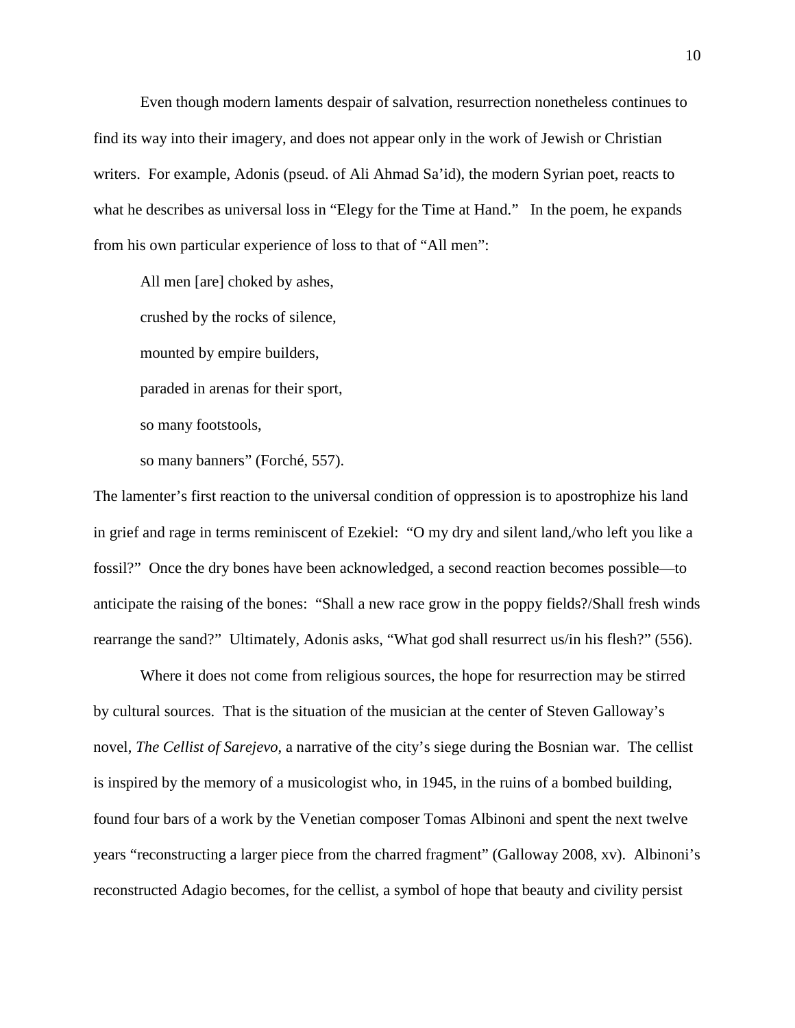Even though modern laments despair of salvation, resurrection nonetheless continues to find its way into their imagery, and does not appear only in the work of Jewish or Christian writers. For example, Adonis (pseud. of Ali Ahmad Sa'id), the modern Syrian poet, reacts to what he describes as universal loss in "Elegy for the Time at Hand." In the poem, he expands from his own particular experience of loss to that of "All men":

> All men [are] choked by ashes,
>
> crushed by the rocks of silence,
>
> mounted by empire builders,
>
> paraded in arenas for their sport,
>
> so many footstools,
>
> so many banners" (Forché, 557).

The lamenter's first reaction to the universal condition of oppression is to apostrophize his land in grief and rage in terms reminiscent of Ezekiel: "O my dry and silent land,/who left you like a fossil?" Once the dry bones have been acknowledged, a second reaction becomes possible—to anticipate the raising of the bones: "Shall a new race grow in the poppy fields?/Shall fresh winds rearrange the sand?" Ultimately, Adonis asks, "What god shall resurrect us/in his flesh?" (556).

Where it does not come from religious sources, the hope for resurrection may be stirred by cultural sources. That is the situation of the musician at the center of Steven Galloway's novel, *The Cellist of Sarejevo*, a narrative of the city's siege during the Bosnian war. The cellist is inspired by the memory of a musicologist who, in 1945, in the ruins of a bombed building, found four bars of a work by the Venetian composer Tomas Albinoni and spent the next twelve years "reconstructing a larger piece from the charred fragment" (Galloway 2008, xv). Albinoni's reconstructed Adagio becomes, for the cellist, a symbol of hope that beauty and civility persist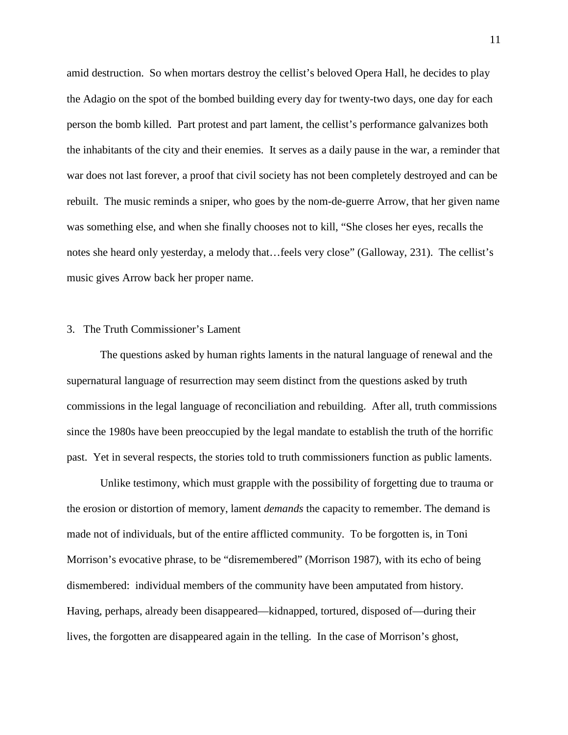amid destruction. So when mortars destroy the cellist's beloved Opera Hall, he decides to play the Adagio on the spot of the bombed building every day for twenty-two days, one day for each person the bomb killed. Part protest and part lament, the cellist's performance galvanizes both the inhabitants of the city and their enemies. It serves as a daily pause in the war, a reminder that war does not last forever, a proof that civil society has not been completely destroyed and can be rebuilt. The music reminds a sniper, who goes by the nom-de-guerre Arrow, that her given name was something else, and when she finally chooses not to kill, "She closes her eyes, recalls the notes she heard only yesterday, a melody that…feels very close" (Galloway, 231). The cellist's music gives Arrow back her proper name.

## 3. The Truth Commissioner's Lament

The questions asked by human rights laments in the natural language of renewal and the supernatural language of resurrection may seem distinct from the questions asked by truth commissions in the legal language of reconciliation and rebuilding. After all, truth commissions since the 1980s have been preoccupied by the legal mandate to establish the truth of the horrific past. Yet in several respects, the stories told to truth commissioners function as public laments.

Unlike testimony, which must grapple with the possibility of forgetting due to trauma or the erosion or distortion of memory, lament *demands* the capacity to remember. The demand is made not of individuals, but of the entire afflicted community. To be forgotten is, in Toni Morrison's evocative phrase, to be "disremembered" (Morrison 1987), with its echo of being dismembered: individual members of the community have been amputated from history. Having, perhaps, already been disappeared—kidnapped, tortured, disposed of—during their lives, the forgotten are disappeared again in the telling. In the case of Morrison's ghost,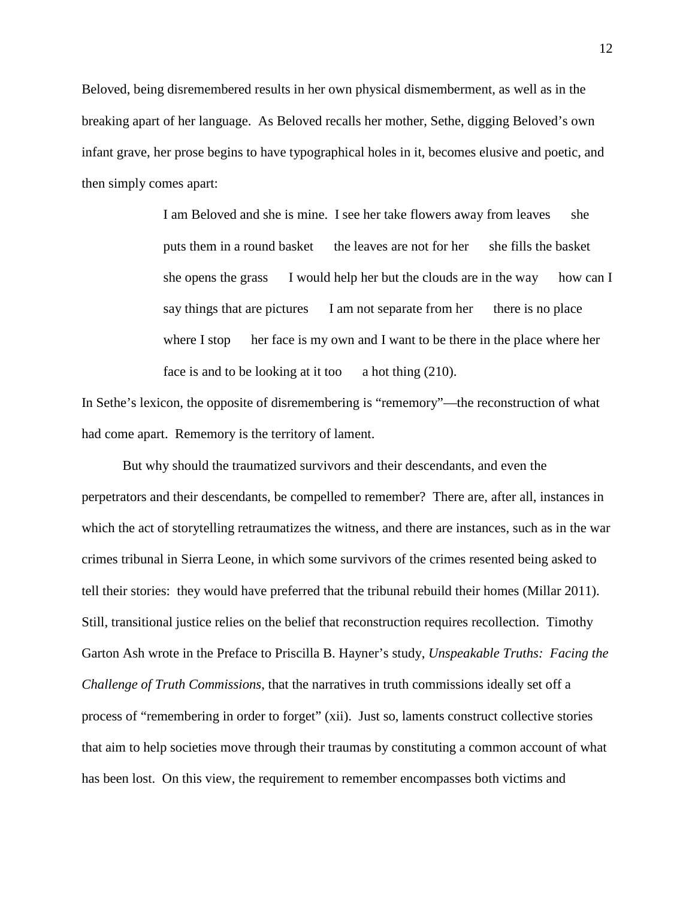Beloved, being disremembered results in her own physical dismemberment, as well as in the breaking apart of her language. As Beloved recalls her mother, Sethe, digging Beloved's own infant grave, her prose begins to have typographical holes in it, becomes elusive and poetic, and then simply comes apart:

> I am Beloved and she is mine. I see her take flowers away from leaves     she puts them in a round basket     the leaves are not for her     she fills the basket she opens the grass     I would help her but the clouds are in the way     how can I say things that are pictures     I am not separate from her     there is no place where I stop     her face is my own and I want to be there in the place where her face is and to be looking at it too     a hot thing (210).

In Sethe's lexicon, the opposite of disremembering is "rememory"—the reconstruction of what had come apart. Rememory is the territory of lament.

But why should the traumatized survivors and their descendants, and even the perpetrators and their descendants, be compelled to remember? There are, after all, instances in which the act of storytelling retraumatizes the witness, and there are instances, such as in the war crimes tribunal in Sierra Leone, in which some survivors of the crimes resented being asked to tell their stories: they would have preferred that the tribunal rebuild their homes (Millar 2011). Still, transitional justice relies on the belief that reconstruction requires recollection. Timothy Garton Ash wrote in the Preface to Priscilla B. Hayner's study, *Unspeakable Truths: Facing the Challenge of Truth Commissions*, that the narratives in truth commissions ideally set off a process of "remembering in order to forget" (xii). Just so, laments construct collective stories that aim to help societies move through their traumas by constituting a common account of what has been lost. On this view, the requirement to remember encompasses both victims and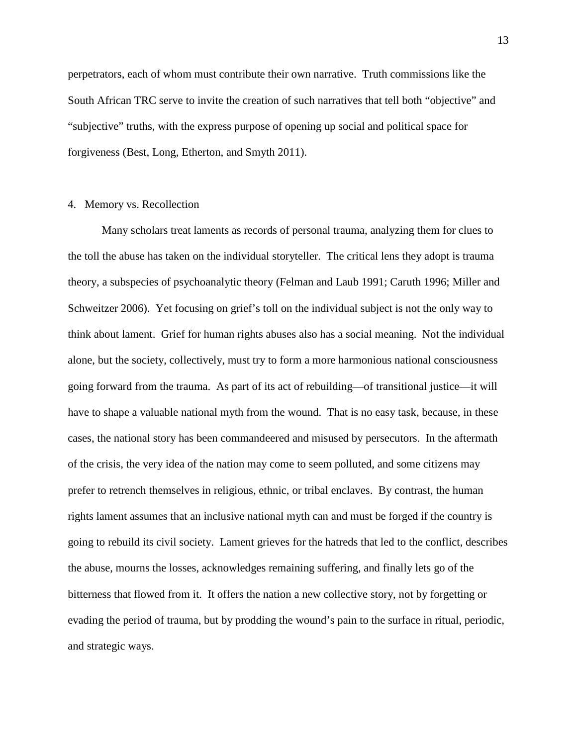perpetrators, each of whom must contribute their own narrative. Truth commissions like the South African TRC serve to invite the creation of such narratives that tell both "objective" and "subjective" truths, with the express purpose of opening up social and political space for forgiveness (Best, Long, Etherton, and Smyth 2011).

## 4. Memory vs. Recollection

Many scholars treat laments as records of personal trauma, analyzing them for clues to the toll the abuse has taken on the individual storyteller. The critical lens they adopt is trauma theory, a subspecies of psychoanalytic theory (Felman and Laub 1991; Caruth 1996; Miller and Schweitzer 2006). Yet focusing on grief's toll on the individual subject is not the only way to think about lament. Grief for human rights abuses also has a social meaning. Not the individual alone, but the society, collectively, must try to form a more harmonious national consciousness going forward from the trauma. As part of its act of rebuilding—of transitional justice—it will have to shape a valuable national myth from the wound. That is no easy task, because, in these cases, the national story has been commandeered and misused by persecutors. In the aftermath of the crisis, the very idea of the nation may come to seem polluted, and some citizens may prefer to retrench themselves in religious, ethnic, or tribal enclaves. By contrast, the human rights lament assumes that an inclusive national myth can and must be forged if the country is going to rebuild its civil society. Lament grieves for the hatreds that led to the conflict, describes the abuse, mourns the losses, acknowledges remaining suffering, and finally lets go of the bitterness that flowed from it. It offers the nation a new collective story, not by forgetting or evading the period of trauma, but by prodding the wound's pain to the surface in ritual, periodic, and strategic ways.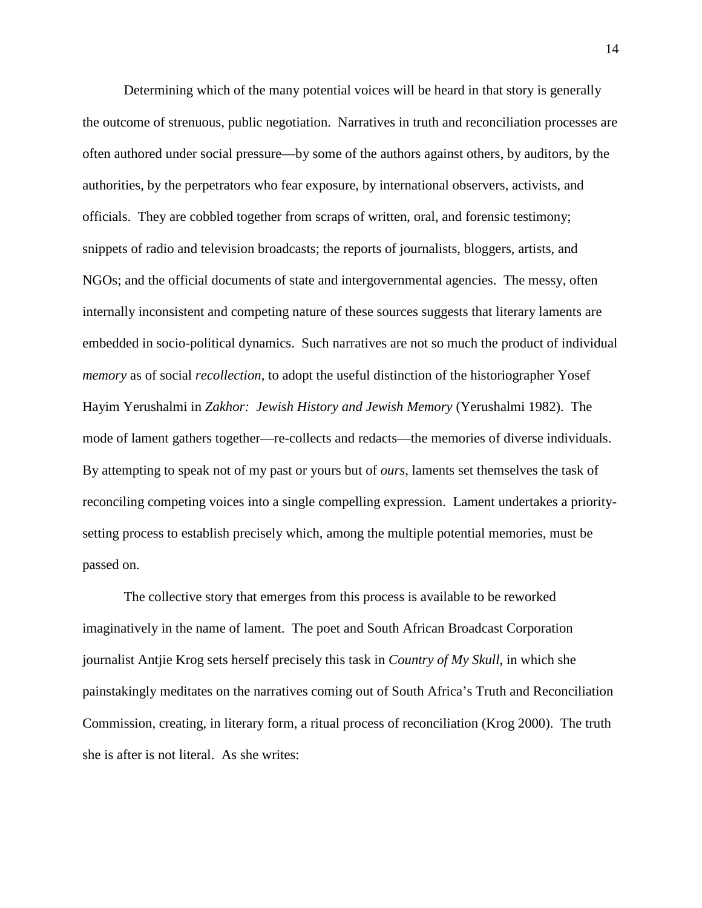Determining which of the many potential voices will be heard in that story is generally the outcome of strenuous, public negotiation. Narratives in truth and reconciliation processes are often authored under social pressure—by some of the authors against others, by auditors, by the authorities, by the perpetrators who fear exposure, by international observers, activists, and officials. They are cobbled together from scraps of written, oral, and forensic testimony; snippets of radio and television broadcasts; the reports of journalists, bloggers, artists, and NGOs; and the official documents of state and intergovernmental agencies. The messy, often internally inconsistent and competing nature of these sources suggests that literary laments are embedded in socio-political dynamics. Such narratives are not so much the product of individual *memory* as of social *recollection*, to adopt the useful distinction of the historiographer Yosef Hayim Yerushalmi in *Zakhor: Jewish History and Jewish Memory* (Yerushalmi 1982). The mode of lament gathers together—re-collects and redacts—the memories of diverse individuals. By attempting to speak not of my past or yours but of *ours*, laments set themselves the task of reconciling competing voices into a single compelling expression. Lament undertakes a priority-setting process to establish precisely which, among the multiple potential memories, must be passed on.

The collective story that emerges from this process is available to be reworked imaginatively in the name of lament. The poet and South African Broadcast Corporation journalist Antjie Krog sets herself precisely this task in *Country of My Skull*, in which she painstakingly meditates on the narratives coming out of South Africa's Truth and Reconciliation Commission, creating, in literary form, a ritual process of reconciliation (Krog 2000). The truth she is after is not literal. As she writes: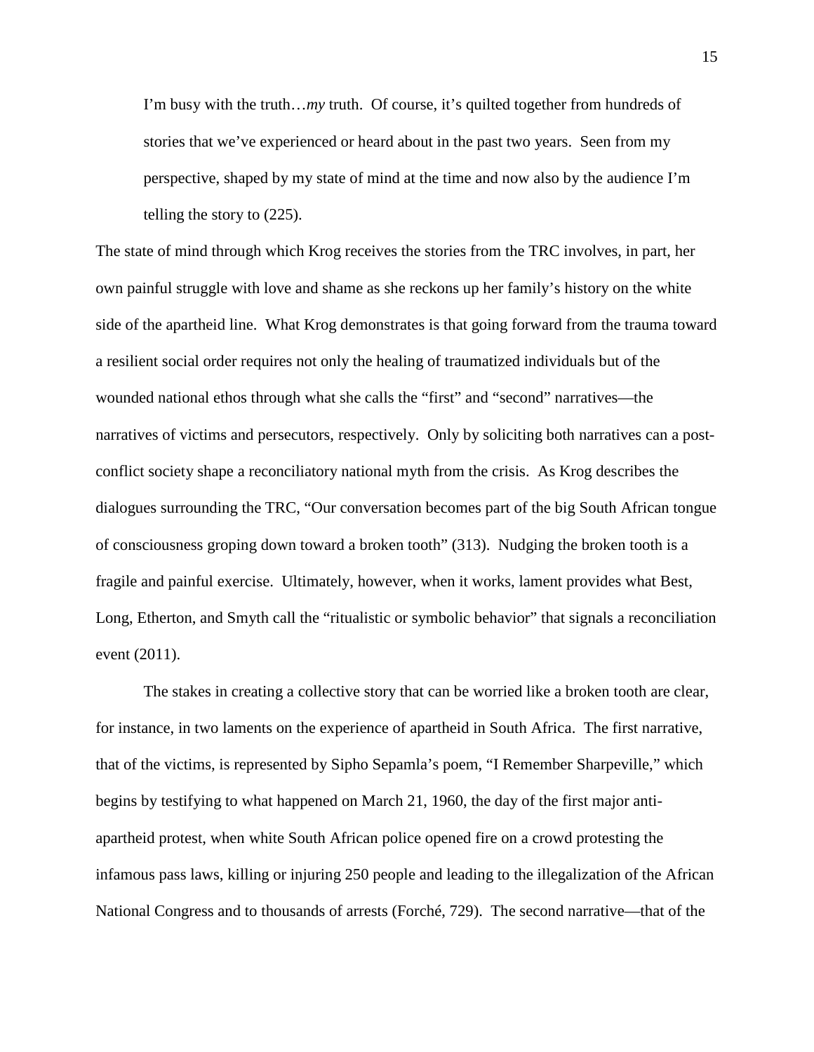> I'm busy with the truth…*my* truth. Of course, it's quilted together from hundreds of stories that we've experienced or heard about in the past two years. Seen from my perspective, shaped by my state of mind at the time and now also by the audience I'm telling the story to (225).

The state of mind through which Krog receives the stories from the TRC involves, in part, her own painful struggle with love and shame as she reckons up her family's history on the white side of the apartheid line. What Krog demonstrates is that going forward from the trauma toward a resilient social order requires not only the healing of traumatized individuals but of the wounded national ethos through what she calls the "first" and "second" narratives—the narratives of victims and persecutors, respectively. Only by soliciting both narratives can a post-conflict society shape a reconciliatory national myth from the crisis. As Krog describes the dialogues surrounding the TRC, "Our conversation becomes part of the big South African tongue of consciousness groping down toward a broken tooth" (313). Nudging the broken tooth is a fragile and painful exercise. Ultimately, however, when it works, lament provides what Best, Long, Etherton, and Smyth call the "ritualistic or symbolic behavior" that signals a reconciliation event (2011).

The stakes in creating a collective story that can be worried like a broken tooth are clear, for instance, in two laments on the experience of apartheid in South Africa. The first narrative, that of the victims, is represented by Sipho Sepamla's poem, "I Remember Sharpeville," which begins by testifying to what happened on March 21, 1960, the day of the first major anti-apartheid protest, when white South African police opened fire on a crowd protesting the infamous pass laws, killing or injuring 250 people and leading to the illegalization of the African National Congress and to thousands of arrests (Forché, 729). The second narrative—that of the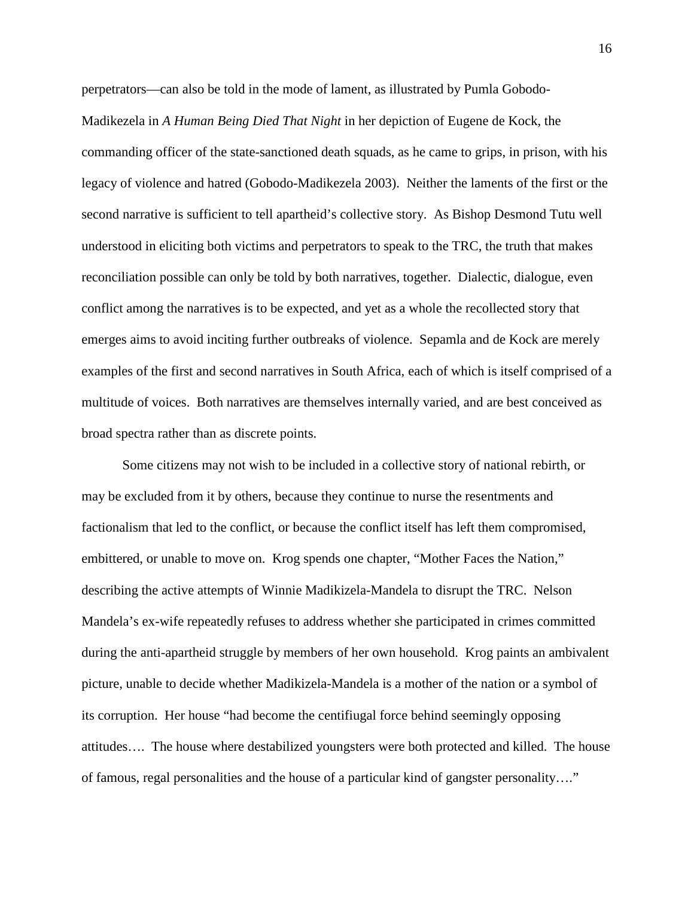perpetrators—can also be told in the mode of lament, as illustrated by Pumla Gobodo-Madikezela in *A Human Being Died That Night* in her depiction of Eugene de Kock, the commanding officer of the state-sanctioned death squads, as he came to grips, in prison, with his legacy of violence and hatred (Gobodo-Madikezela 2003). Neither the laments of the first or the second narrative is sufficient to tell apartheid's collective story. As Bishop Desmond Tutu well understood in eliciting both victims and perpetrators to speak to the TRC, the truth that makes reconciliation possible can only be told by both narratives, together. Dialectic, dialogue, even conflict among the narratives is to be expected, and yet as a whole the recollected story that emerges aims to avoid inciting further outbreaks of violence. Sepamla and de Kock are merely examples of the first and second narratives in South Africa, each of which is itself comprised of a multitude of voices. Both narratives are themselves internally varied, and are best conceived as broad spectra rather than as discrete points.

Some citizens may not wish to be included in a collective story of national rebirth, or may be excluded from it by others, because they continue to nurse the resentments and factionalism that led to the conflict, or because the conflict itself has left them compromised, embittered, or unable to move on. Krog spends one chapter, "Mother Faces the Nation," describing the active attempts of Winnie Madikizela-Mandela to disrupt the TRC. Nelson Mandela's ex-wife repeatedly refuses to address whether she participated in crimes committed during the anti-apartheid struggle by members of her own household. Krog paints an ambivalent picture, unable to decide whether Madikizela-Mandela is a mother of the nation or a symbol of its corruption. Her house "had become the centifiugal force behind seemingly opposing attitudes…. The house where destabilized youngsters were both protected and killed. The house of famous, regal personalities and the house of a particular kind of gangster personality…."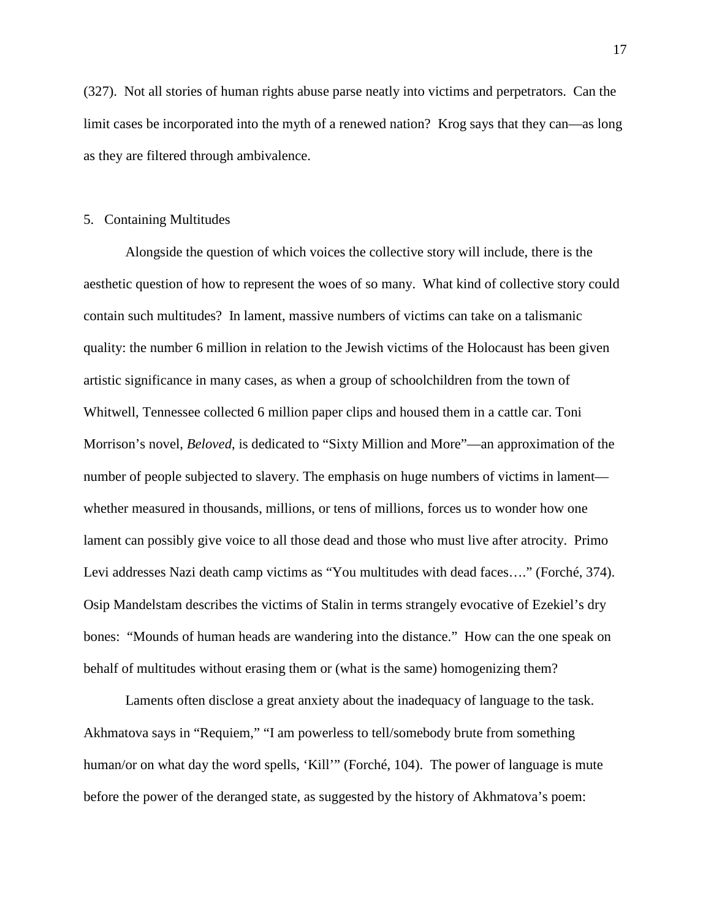(327). Not all stories of human rights abuse parse neatly into victims and perpetrators. Can the limit cases be incorporated into the myth of a renewed nation? Krog says that they can—as long as they are filtered through ambivalence.

## 5. Containing Multitudes

Alongside the question of which voices the collective story will include, there is the aesthetic question of how to represent the woes of so many. What kind of collective story could contain such multitudes? In lament, massive numbers of victims can take on a talismanic quality: the number 6 million in relation to the Jewish victims of the Holocaust has been given artistic significance in many cases, as when a group of schoolchildren from the town of Whitwell, Tennessee collected 6 million paper clips and housed them in a cattle car. Toni Morrison's novel, *Beloved*, is dedicated to "Sixty Million and More"—an approximation of the number of people subjected to slavery. The emphasis on huge numbers of victims in lament—whether measured in thousands, millions, or tens of millions, forces us to wonder how one lament can possibly give voice to all those dead and those who must live after atrocity. Primo Levi addresses Nazi death camp victims as "You multitudes with dead faces…." (Forché, 374). Osip Mandelstam describes the victims of Stalin in terms strangely evocative of Ezekiel's dry bones: "Mounds of human heads are wandering into the distance." How can the one speak on behalf of multitudes without erasing them or (what is the same) homogenizing them?

Laments often disclose a great anxiety about the inadequacy of language to the task. Akhmatova says in "Requiem," "I am powerless to tell/somebody brute from something human/or on what day the word spells, 'Kill'" (Forché, 104). The power of language is mute before the power of the deranged state, as suggested by the history of Akhmatova's poem: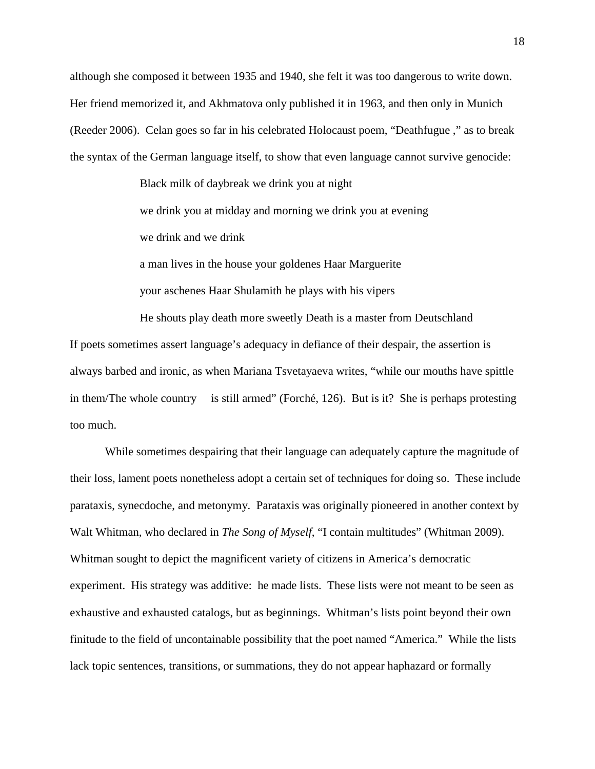although she composed it between 1935 and 1940, she felt it was too dangerous to write down. Her friend memorized it, and Akhmatova only published it in 1963, and then only in Munich (Reeder 2006). Celan goes so far in his celebrated Holocaust poem, "Deathfugue ," as to break the syntax of the German language itself, to show that even language cannot survive genocide:

> Black milk of daybreak we drink you at night
>
> we drink you at midday and morning we drink you at evening
>
> we drink and we drink
>
> a man lives in the house your goldenes Haar Marguerite
>
> your aschenes Haar Shulamith he plays with his vipers
>
> He shouts play death more sweetly Death is a master from Deutschland

If poets sometimes assert language's adequacy in defiance of their despair, the assertion is always barbed and ironic, as when Mariana Tsvetayaeva writes, "while our mouths have spittle in them/The whole country is still armed" (Forché, 126). But is it? She is perhaps protesting too much.

While sometimes despairing that their language can adequately capture the magnitude of their loss, lament poets nonetheless adopt a certain set of techniques for doing so. These include parataxis, synecdoche, and metonymy. Parataxis was originally pioneered in another context by Walt Whitman, who declared in *The Song of Myself*, "I contain multitudes" (Whitman 2009). Whitman sought to depict the magnificent variety of citizens in America's democratic experiment. His strategy was additive: he made lists. These lists were not meant to be seen as exhaustive and exhausted catalogs, but as beginnings. Whitman's lists point beyond their own finitude to the field of uncontainable possibility that the poet named "America." While the lists lack topic sentences, transitions, or summations, they do not appear haphazard or formally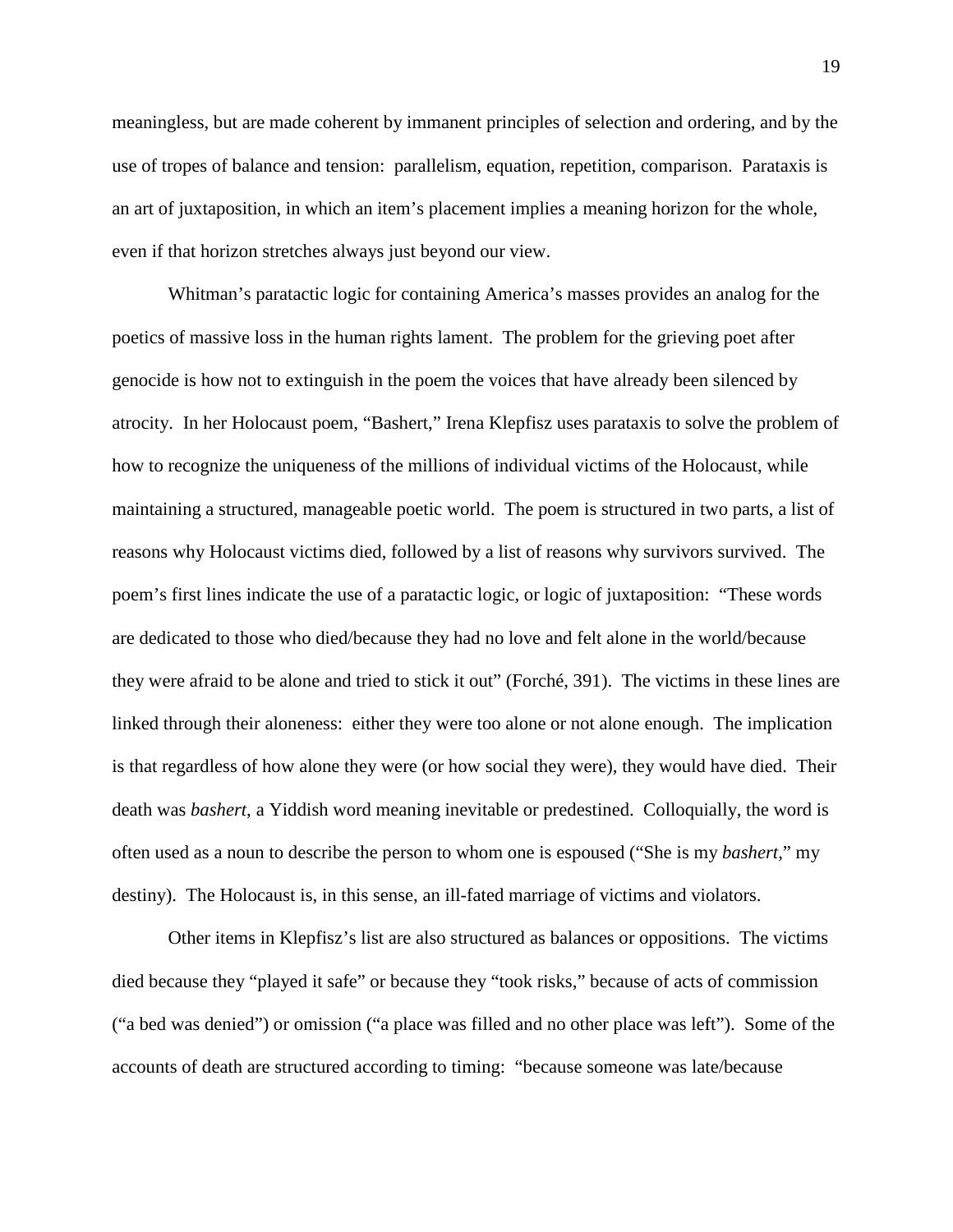meaningless, but are made coherent by immanent principles of selection and ordering, and by the use of tropes of balance and tension: parallelism, equation, repetition, comparison. Parataxis is an art of juxtaposition, in which an item's placement implies a meaning horizon for the whole, even if that horizon stretches always just beyond our view.

Whitman's paratactic logic for containing America's masses provides an analog for the poetics of massive loss in the human rights lament. The problem for the grieving poet after genocide is how not to extinguish in the poem the voices that have already been silenced by atrocity. In her Holocaust poem, "Bashert," Irena Klepfisz uses parataxis to solve the problem of how to recognize the uniqueness of the millions of individual victims of the Holocaust, while maintaining a structured, manageable poetic world. The poem is structured in two parts, a list of reasons why Holocaust victims died, followed by a list of reasons why survivors survived. The poem's first lines indicate the use of a paratactic logic, or logic of juxtaposition: "These words are dedicated to those who died/because they had no love and felt alone in the world/because they were afraid to be alone and tried to stick it out" (Forché, 391). The victims in these lines are linked through their aloneness: either they were too alone or not alone enough. The implication is that regardless of how alone they were (or how social they were), they would have died. Their death was *bashert*, a Yiddish word meaning inevitable or predestined. Colloquially, the word is often used as a noun to describe the person to whom one is espoused ("She is my *bashert*," my destiny). The Holocaust is, in this sense, an ill-fated marriage of victims and violators.

Other items in Klepfisz's list are also structured as balances or oppositions. The victims died because they "played it safe" or because they "took risks," because of acts of commission ("a bed was denied") or omission ("a place was filled and no other place was left"). Some of the accounts of death are structured according to timing: "because someone was late/because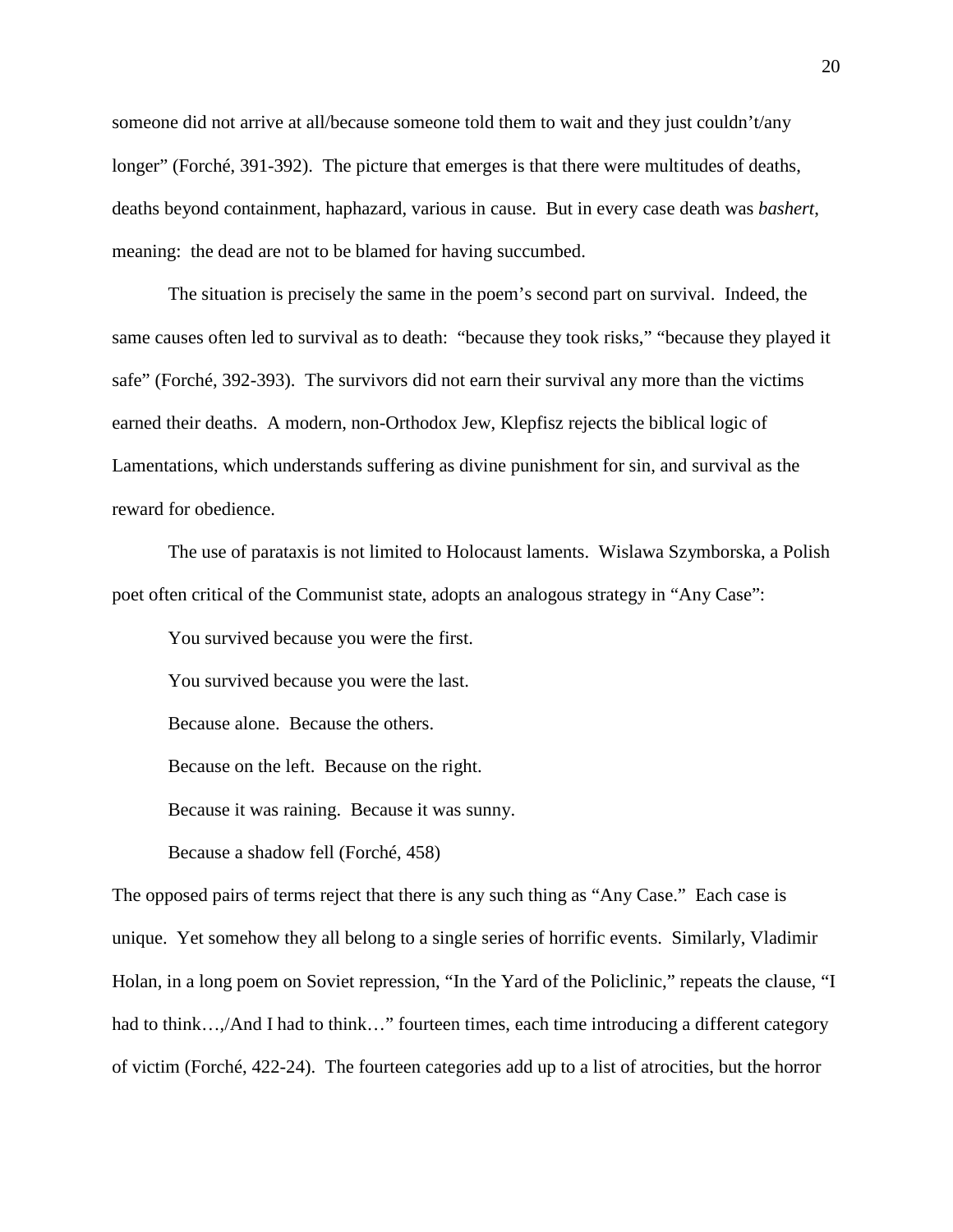someone did not arrive at all/because someone told them to wait and they just couldn't/any longer" (Forché, 391-392). The picture that emerges is that there were multitudes of deaths, deaths beyond containment, haphazard, various in cause. But in every case death was *bashert*, meaning: the dead are not to be blamed for having succumbed.

The situation is precisely the same in the poem's second part on survival. Indeed, the same causes often led to survival as to death: "because they took risks," "because they played it safe" (Forché, 392-393). The survivors did not earn their survival any more than the victims earned their deaths. A modern, non-Orthodox Jew, Klepfisz rejects the biblical logic of Lamentations, which understands suffering as divine punishment for sin, and survival as the reward for obedience.

The use of parataxis is not limited to Holocaust laments. Wislawa Szymborska, a Polish poet often critical of the Communist state, adopts an analogous strategy in "Any Case":

> You survived because you were the first.
>
> You survived because you were the last.
>
> Because alone. Because the others.
>
> Because on the left. Because on the right.
>
> Because it was raining. Because it was sunny.
>
> Because a shadow fell (Forché, 458)

The opposed pairs of terms reject that there is any such thing as "Any Case." Each case is unique. Yet somehow they all belong to a single series of horrific events. Similarly, Vladimir Holan, in a long poem on Soviet repression, "In the Yard of the Policlinic," repeats the clause, "I had to think…,/And I had to think…" fourteen times, each time introducing a different category of victim (Forché, 422-24). The fourteen categories add up to a list of atrocities, but the horror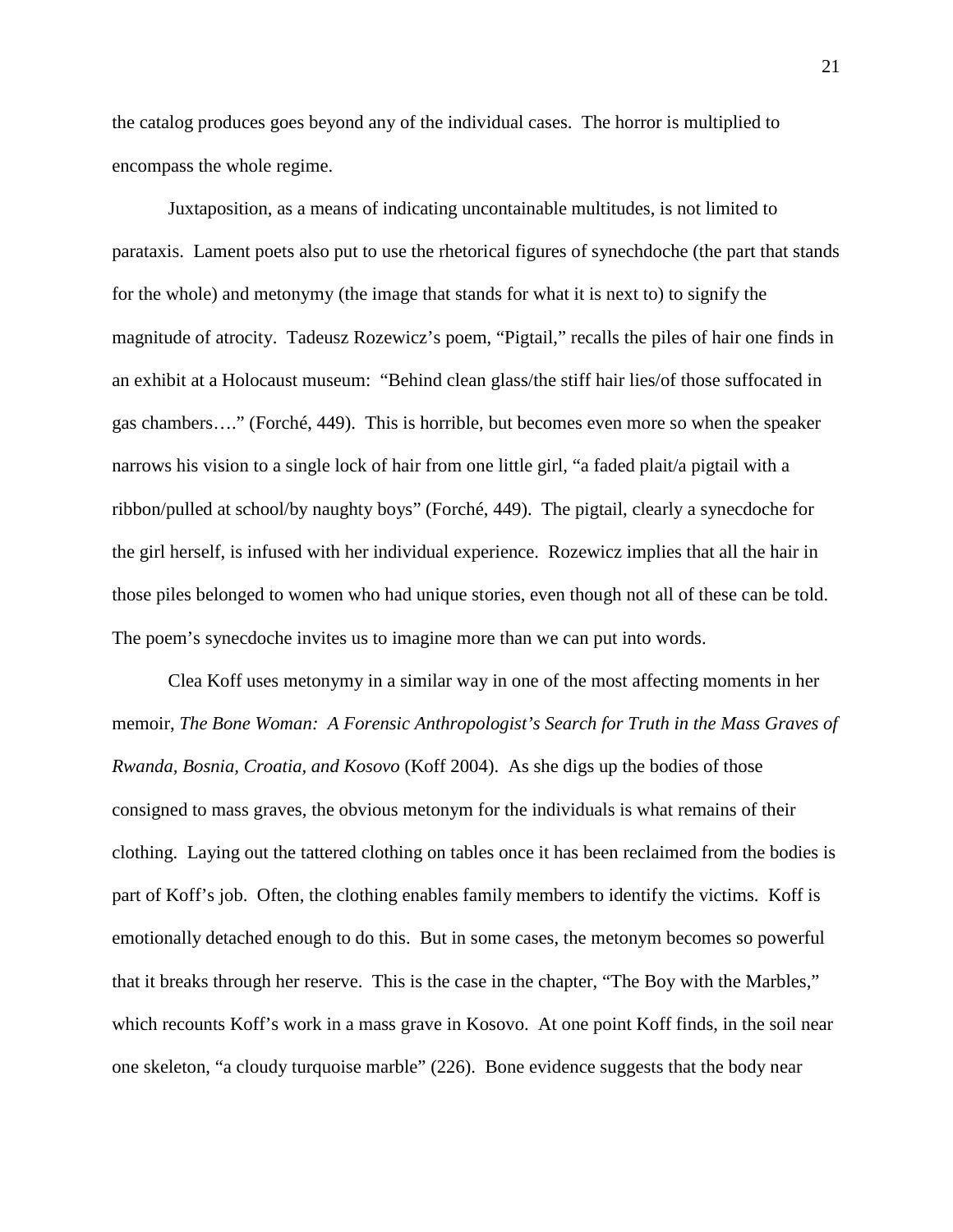the catalog produces goes beyond any of the individual cases. The horror is multiplied to encompass the whole regime.

Juxtaposition, as a means of indicating uncontainable multitudes, is not limited to parataxis. Lament poets also put to use the rhetorical figures of synechdoche (the part that stands for the whole) and metonymy (the image that stands for what it is next to) to signify the magnitude of atrocity. Tadeusz Rozewicz's poem, "Pigtail," recalls the piles of hair one finds in an exhibit at a Holocaust museum: "Behind clean glass/the stiff hair lies/of those suffocated in gas chambers…." (Forché, 449). This is horrible, but becomes even more so when the speaker narrows his vision to a single lock of hair from one little girl, "a faded plait/a pigtail with a ribbon/pulled at school/by naughty boys" (Forché, 449). The pigtail, clearly a synecdoche for the girl herself, is infused with her individual experience. Rozewicz implies that all the hair in those piles belonged to women who had unique stories, even though not all of these can be told. The poem's synecdoche invites us to imagine more than we can put into words.

Clea Koff uses metonymy in a similar way in one of the most affecting moments in her memoir, *The Bone Woman: A Forensic Anthropologist's Search for Truth in the Mass Graves of Rwanda, Bosnia, Croatia, and Kosovo* (Koff 2004). As she digs up the bodies of those consigned to mass graves, the obvious metonym for the individuals is what remains of their clothing. Laying out the tattered clothing on tables once it has been reclaimed from the bodies is part of Koff's job. Often, the clothing enables family members to identify the victims. Koff is emotionally detached enough to do this. But in some cases, the metonym becomes so powerful that it breaks through her reserve. This is the case in the chapter, "The Boy with the Marbles," which recounts Koff's work in a mass grave in Kosovo. At one point Koff finds, in the soil near one skeleton, "a cloudy turquoise marble" (226). Bone evidence suggests that the body near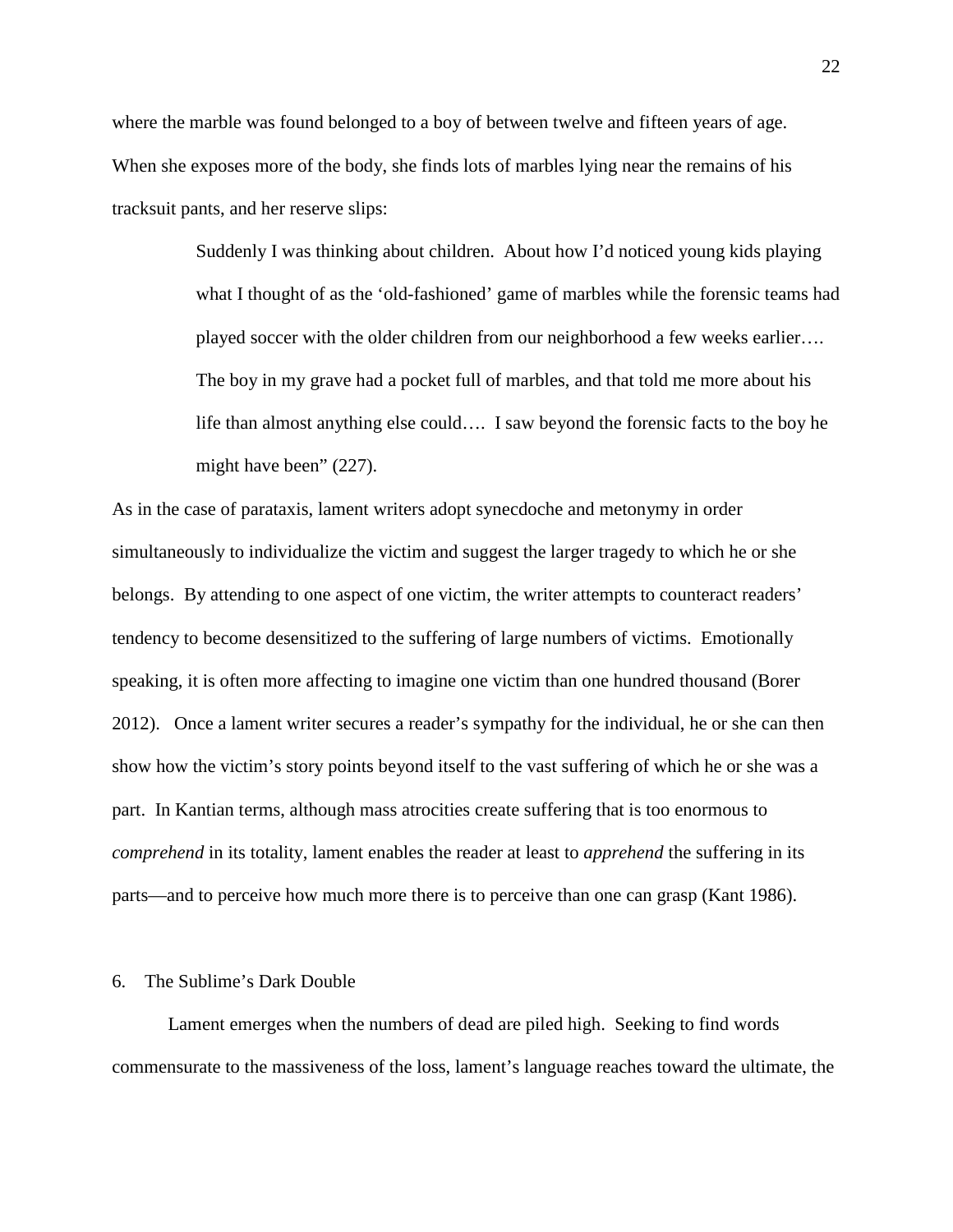where the marble was found belonged to a boy of between twelve and fifteen years of age. When she exposes more of the body, she finds lots of marbles lying near the remains of his tracksuit pants, and her reserve slips:

> Suddenly I was thinking about children. About how I'd noticed young kids playing what I thought of as the 'old-fashioned' game of marbles while the forensic teams had played soccer with the older children from our neighborhood a few weeks earlier…. The boy in my grave had a pocket full of marbles, and that told me more about his life than almost anything else could…. I saw beyond the forensic facts to the boy he might have been" (227).

As in the case of parataxis, lament writers adopt synecdoche and metonymy in order simultaneously to individualize the victim and suggest the larger tragedy to which he or she belongs. By attending to one aspect of one victim, the writer attempts to counteract readers' tendency to become desensitized to the suffering of large numbers of victims. Emotionally speaking, it is often more affecting to imagine one victim than one hundred thousand (Borer 2012). Once a lament writer secures a reader's sympathy for the individual, he or she can then show how the victim's story points beyond itself to the vast suffering of which he or she was a part. In Kantian terms, although mass atrocities create suffering that is too enormous to *comprehend* in its totality, lament enables the reader at least to *apprehend* the suffering in its parts—and to perceive how much more there is to perceive than one can grasp (Kant 1986).

## 6. The Sublime's Dark Double

Lament emerges when the numbers of dead are piled high. Seeking to find words commensurate to the massiveness of the loss, lament's language reaches toward the ultimate, the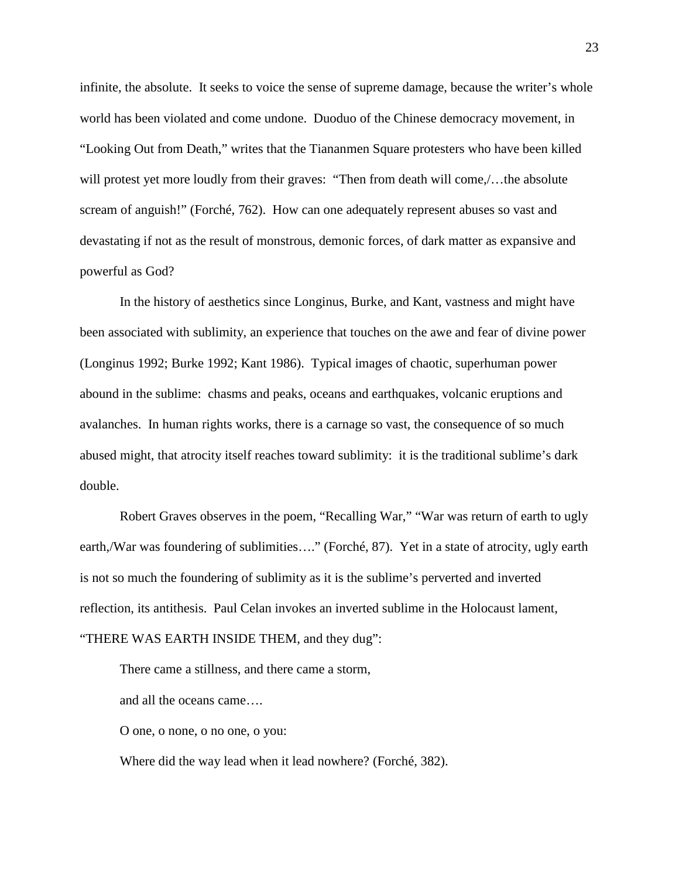infinite, the absolute. It seeks to voice the sense of supreme damage, because the writer's whole world has been violated and come undone. Duoduo of the Chinese democracy movement, in "Looking Out from Death," writes that the Tiananmen Square protesters who have been killed will protest yet more loudly from their graves: "Then from death will come,/…the absolute scream of anguish!" (Forché, 762). How can one adequately represent abuses so vast and devastating if not as the result of monstrous, demonic forces, of dark matter as expansive and powerful as God?

In the history of aesthetics since Longinus, Burke, and Kant, vastness and might have been associated with sublimity, an experience that touches on the awe and fear of divine power (Longinus 1992; Burke 1992; Kant 1986). Typical images of chaotic, superhuman power abound in the sublime: chasms and peaks, oceans and earthquakes, volcanic eruptions and avalanches. In human rights works, there is a carnage so vast, the consequence of so much abused might, that atrocity itself reaches toward sublimity: it is the traditional sublime's dark double.

Robert Graves observes in the poem, "Recalling War," "War was return of earth to ugly earth,/War was foundering of sublimities…." (Forché, 87). Yet in a state of atrocity, ugly earth is not so much the foundering of sublimity as it is the sublime's perverted and inverted reflection, its antithesis. Paul Celan invokes an inverted sublime in the Holocaust lament, "THERE WAS EARTH INSIDE THEM, and they dug":

> There came a stillness, and there came a storm,
>
> and all the oceans came….
>
> O one, o none, o no one, o you:
>
> Where did the way lead when it lead nowhere? (Forché, 382).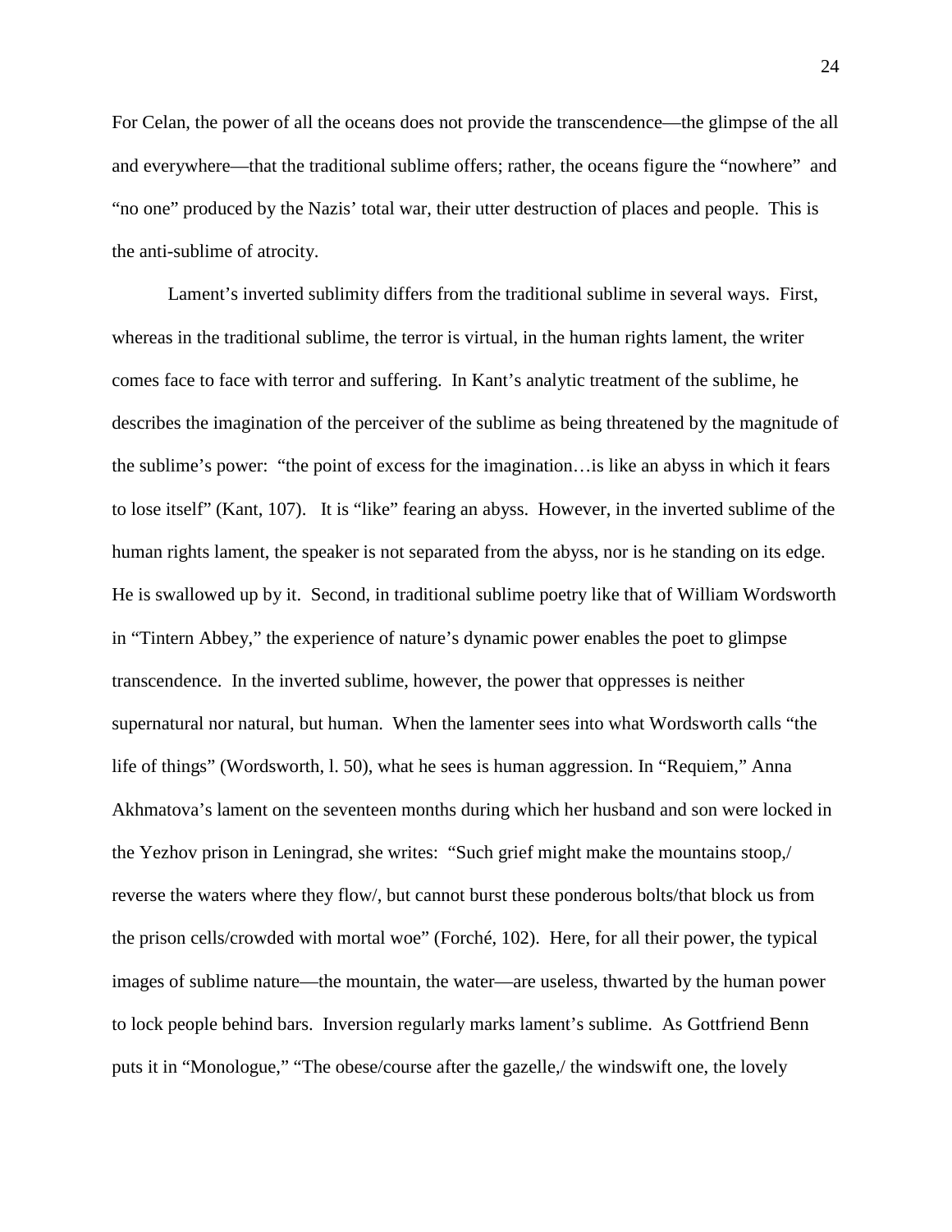For Celan, the power of all the oceans does not provide the transcendence—the glimpse of the all and everywhere—that the traditional sublime offers; rather, the oceans figure the "nowhere" and "no one" produced by the Nazis' total war, their utter destruction of places and people. This is the anti-sublime of atrocity.

Lament's inverted sublimity differs from the traditional sublime in several ways. First, whereas in the traditional sublime, the terror is virtual, in the human rights lament, the writer comes face to face with terror and suffering. In Kant's analytic treatment of the sublime, he describes the imagination of the perceiver of the sublime as being threatened by the magnitude of the sublime's power: "the point of excess for the imagination…is like an abyss in which it fears to lose itself" (Kant, 107). It is "like" fearing an abyss. However, in the inverted sublime of the human rights lament, the speaker is not separated from the abyss, nor is he standing on its edge. He is swallowed up by it. Second, in traditional sublime poetry like that of William Wordsworth in "Tintern Abbey," the experience of nature's dynamic power enables the poet to glimpse transcendence. In the inverted sublime, however, the power that oppresses is neither supernatural nor natural, but human. When the lamenter sees into what Wordsworth calls "the life of things" (Wordsworth, l. 50), what he sees is human aggression. In "Requiem," Anna Akhmatova's lament on the seventeen months during which her husband and son were locked in the Yezhov prison in Leningrad, she writes: "Such grief might make the mountains stoop,/ reverse the waters where they flow/, but cannot burst these ponderous bolts/that block us from the prison cells/crowded with mortal woe" (Forché, 102). Here, for all their power, the typical images of sublime nature—the mountain, the water—are useless, thwarted by the human power to lock people behind bars. Inversion regularly marks lament's sublime. As Gottfriend Benn puts it in "Monologue," "The obese/course after the gazelle,/ the windswift one, the lovely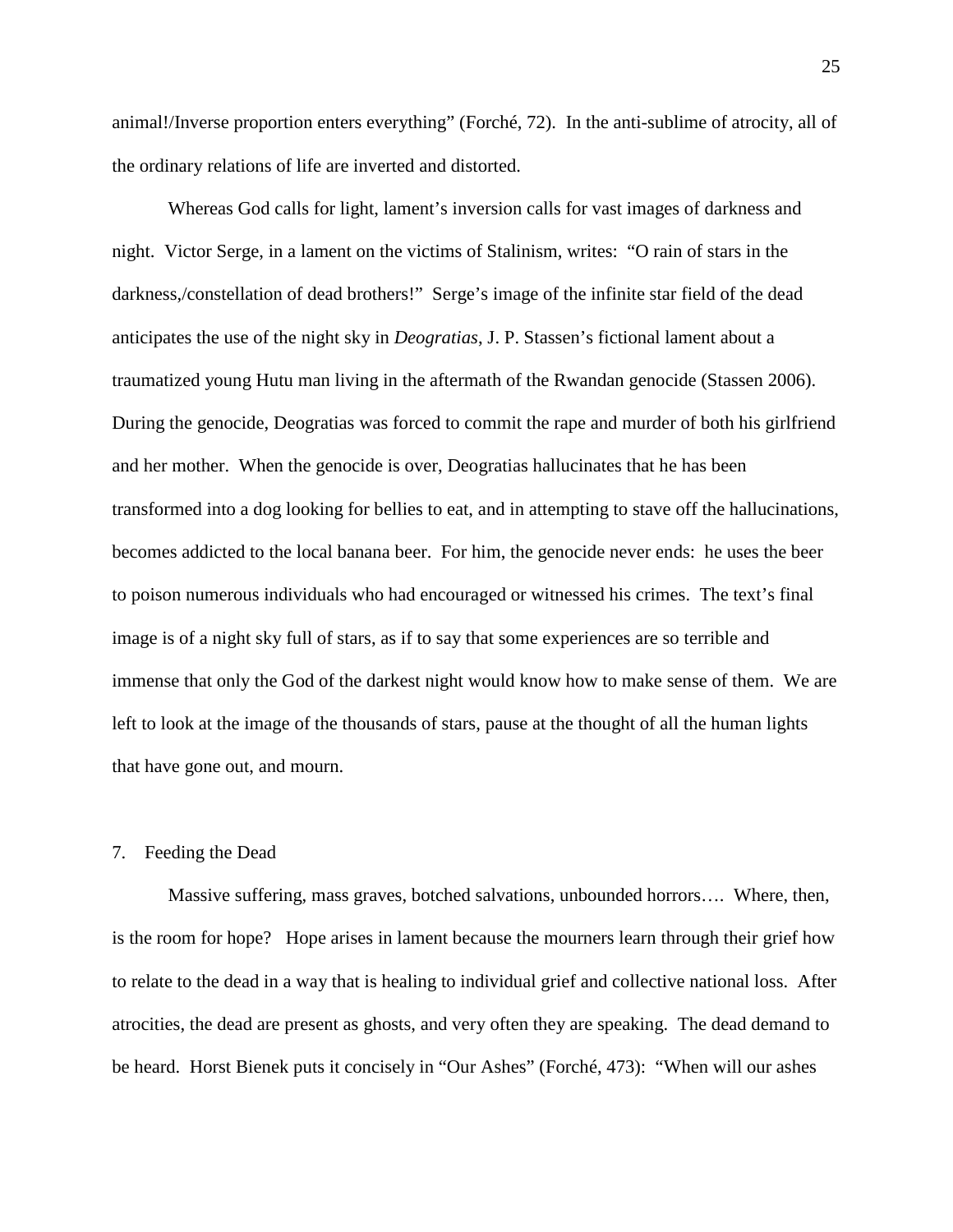animal!/Inverse proportion enters everything" (Forché, 72). In the anti-sublime of atrocity, all of the ordinary relations of life are inverted and distorted.

Whereas God calls for light, lament's inversion calls for vast images of darkness and night. Victor Serge, in a lament on the victims of Stalinism, writes: "O rain of stars in the darkness,/constellation of dead brothers!" Serge's image of the infinite star field of the dead anticipates the use of the night sky in *Deogratias*, J. P. Stassen's fictional lament about a traumatized young Hutu man living in the aftermath of the Rwandan genocide (Stassen 2006). During the genocide, Deogratias was forced to commit the rape and murder of both his girlfriend and her mother. When the genocide is over, Deogratias hallucinates that he has been transformed into a dog looking for bellies to eat, and in attempting to stave off the hallucinations, becomes addicted to the local banana beer. For him, the genocide never ends: he uses the beer to poison numerous individuals who had encouraged or witnessed his crimes. The text's final image is of a night sky full of stars, as if to say that some experiences are so terrible and immense that only the God of the darkest night would know how to make sense of them. We are left to look at the image of the thousands of stars, pause at the thought of all the human lights that have gone out, and mourn.

## 7. Feeding the Dead

Massive suffering, mass graves, botched salvations, unbounded horrors…. Where, then, is the room for hope? Hope arises in lament because the mourners learn through their grief how to relate to the dead in a way that is healing to individual grief and collective national loss. After atrocities, the dead are present as ghosts, and very often they are speaking. The dead demand to be heard. Horst Bienek puts it concisely in "Our Ashes" (Forché, 473): "When will our ashes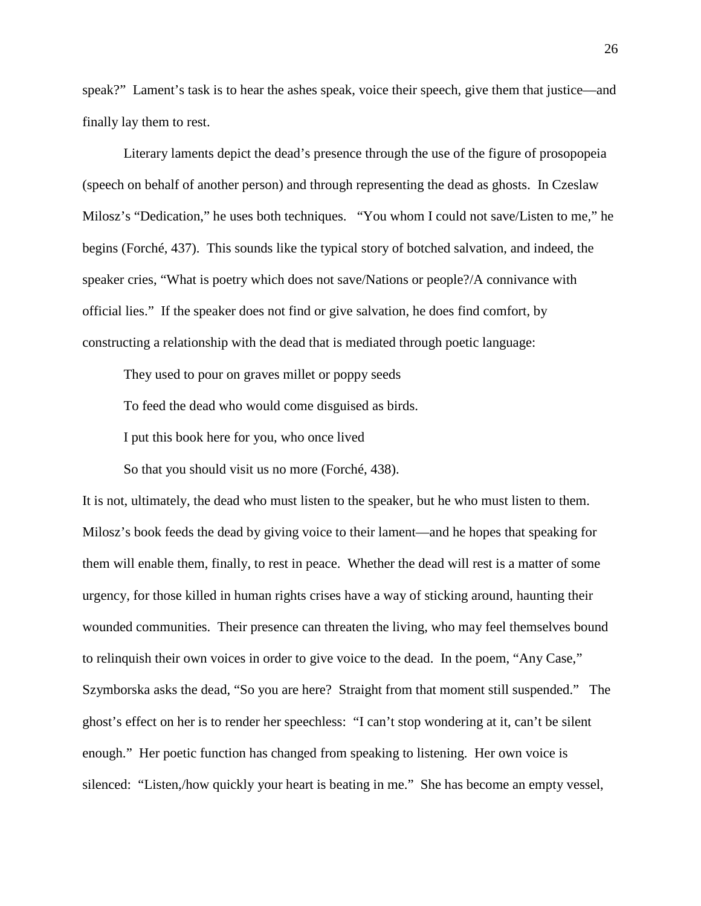speak?" Lament's task is to hear the ashes speak, voice their speech, give them that justice—and finally lay them to rest.

Literary laments depict the dead's presence through the use of the figure of prosopopeia (speech on behalf of another person) and through representing the dead as ghosts. In Czeslaw Milosz's "Dedication," he uses both techniques. "You whom I could not save/Listen to me," he begins (Forché, 437). This sounds like the typical story of botched salvation, and indeed, the speaker cries, "What is poetry which does not save/Nations or people?/A connivance with official lies." If the speaker does not find or give salvation, he does find comfort, by constructing a relationship with the dead that is mediated through poetic language:

> They used to pour on graves millet or poppy seeds
>
> To feed the dead who would come disguised as birds.
>
> I put this book here for you, who once lived
>
> So that you should visit us no more (Forché, 438).

It is not, ultimately, the dead who must listen to the speaker, but he who must listen to them. Milosz's book feeds the dead by giving voice to their lament—and he hopes that speaking for them will enable them, finally, to rest in peace. Whether the dead will rest is a matter of some urgency, for those killed in human rights crises have a way of sticking around, haunting their wounded communities. Their presence can threaten the living, who may feel themselves bound to relinquish their own voices in order to give voice to the dead. In the poem, "Any Case," Szymborska asks the dead, "So you are here? Straight from that moment still suspended." The ghost's effect on her is to render her speechless: "I can't stop wondering at it, can't be silent enough." Her poetic function has changed from speaking to listening. Her own voice is silenced: "Listen,/how quickly your heart is beating in me." She has become an empty vessel,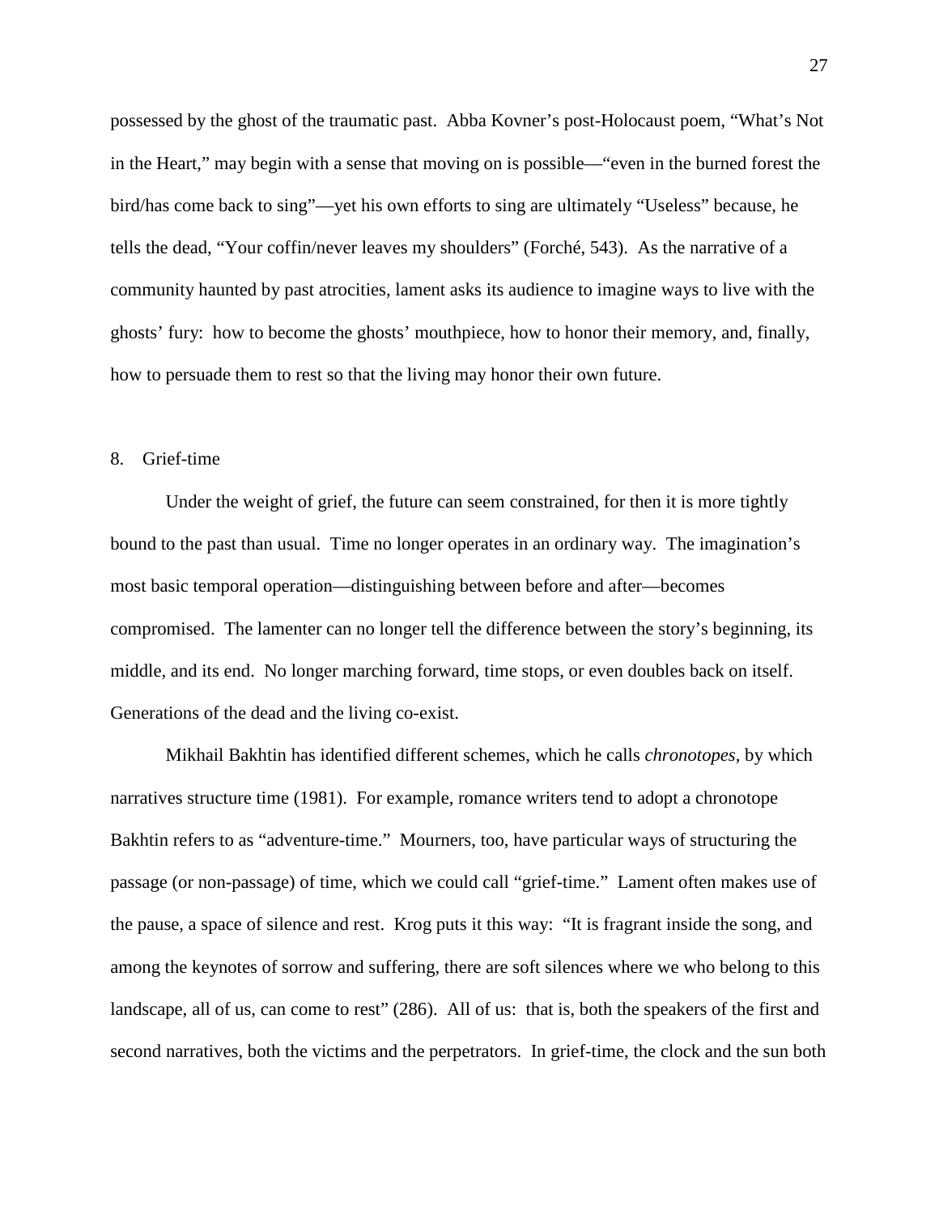possessed by the ghost of the traumatic past. Abba Kovner's post-Holocaust poem, "What's Not in the Heart," may begin with a sense that moving on is possible—"even in the burned forest the bird/has come back to sing"—yet his own efforts to sing are ultimately "Useless" because, he tells the dead, "Your coffin/never leaves my shoulders" (Forché, 543). As the narrative of a community haunted by past atrocities, lament asks its audience to imagine ways to live with the ghosts' fury: how to become the ghosts' mouthpiece, how to honor their memory, and, finally, how to persuade them to rest so that the living may honor their own future.

## 8. Grief-time

Under the weight of grief, the future can seem constrained, for then it is more tightly bound to the past than usual. Time no longer operates in an ordinary way. The imagination's most basic temporal operation—distinguishing between before and after—becomes compromised. The lamenter can no longer tell the difference between the story's beginning, its middle, and its end. No longer marching forward, time stops, or even doubles back on itself. Generations of the dead and the living co-exist.

Mikhail Bakhtin has identified different schemes, which he calls *chronotopes*, by which narratives structure time (1981). For example, romance writers tend to adopt a chronotope Bakhtin refers to as "adventure-time." Mourners, too, have particular ways of structuring the passage (or non-passage) of time, which we could call "grief-time." Lament often makes use of the pause, a space of silence and rest. Krog puts it this way: "It is fragrant inside the song, and among the keynotes of sorrow and suffering, there are soft silences where we who belong to this landscape, all of us, can come to rest" (286). All of us: that is, both the speakers of the first and second narratives, both the victims and the perpetrators. In grief-time, the clock and the sun both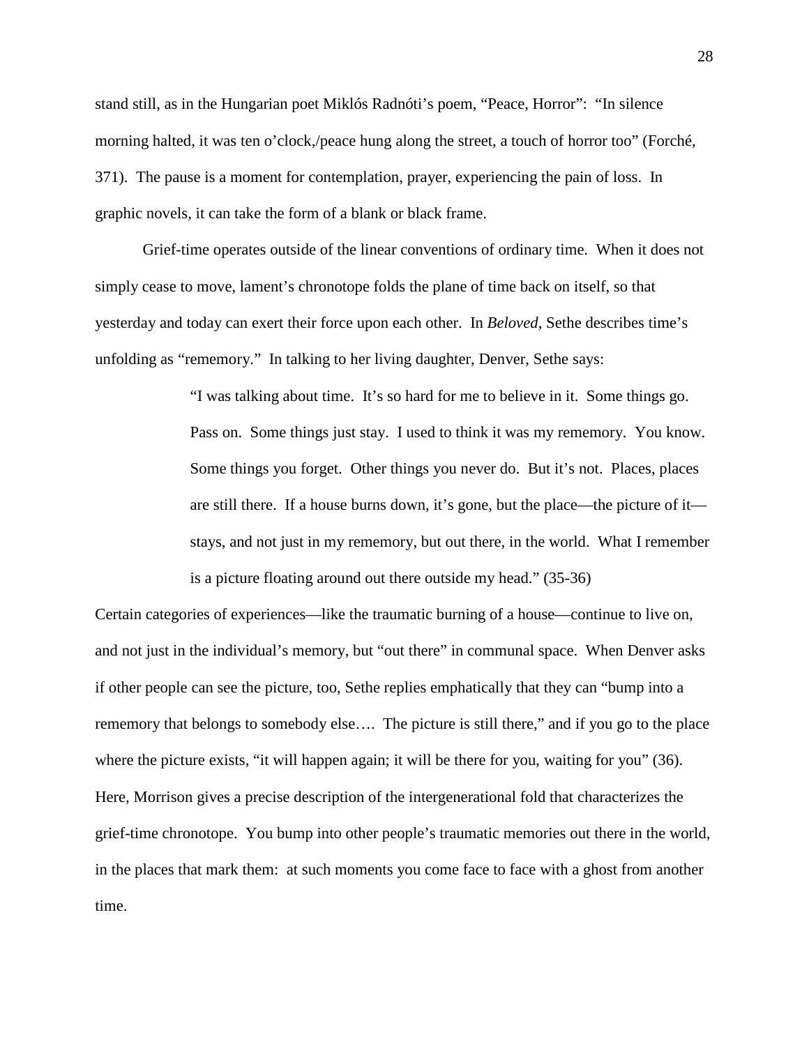stand still, as in the Hungarian poet Miklós Radnóti's poem, "Peace, Horror": "In silence morning halted, it was ten o'clock,/peace hung along the street, a touch of horror too" (Forché, 371). The pause is a moment for contemplation, prayer, experiencing the pain of loss. In graphic novels, it can take the form of a blank or black frame.

Grief-time operates outside of the linear conventions of ordinary time. When it does not simply cease to move, lament's chronotope folds the plane of time back on itself, so that yesterday and today can exert their force upon each other. In *Beloved*, Sethe describes time's unfolding as "rememory." In talking to her living daughter, Denver, Sethe says:

> "I was talking about time. It's so hard for me to believe in it. Some things go. Pass on. Some things just stay. I used to think it was my rememory. You know. Some things you forget. Other things you never do. But it's not. Places, places are still there. If a house burns down, it's gone, but the place—the picture of it—stays, and not just in my rememory, but out there, in the world. What I remember is a picture floating around out there outside my head." (35-36)

Certain categories of experiences—like the traumatic burning of a house—continue to live on, and not just in the individual's memory, but "out there" in communal space. When Denver asks if other people can see the picture, too, Sethe replies emphatically that they can "bump into a rememory that belongs to somebody else…. The picture is still there," and if you go to the place where the picture exists, "it will happen again; it will be there for you, waiting for you" (36). Here, Morrison gives a precise description of the intergenerational fold that characterizes the grief-time chronotope. You bump into other people's traumatic memories out there in the world, in the places that mark them: at such moments you come face to face with a ghost from another time.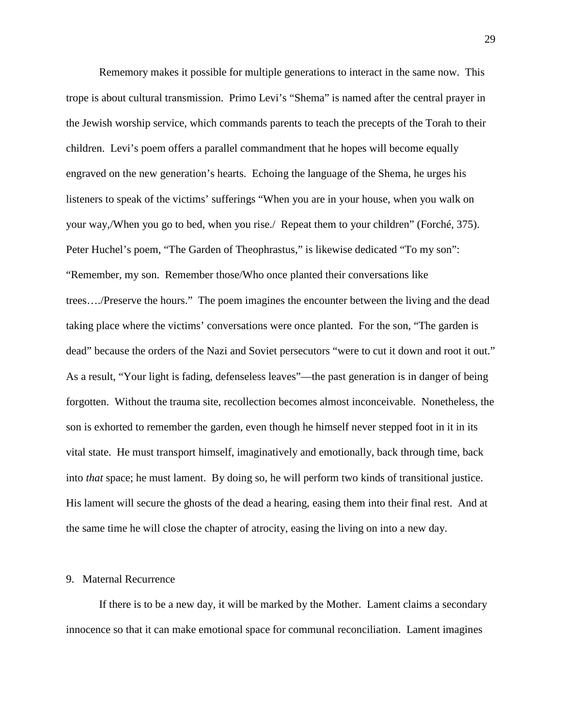Rememory makes it possible for multiple generations to interact in the same now. This trope is about cultural transmission. Primo Levi's "Shema" is named after the central prayer in the Jewish worship service, which commands parents to teach the precepts of the Torah to their children. Levi's poem offers a parallel commandment that he hopes will become equally engraved on the new generation's hearts. Echoing the language of the Shema, he urges his listeners to speak of the victims' sufferings "When you are in your house, when you walk on your way,/When you go to bed, when you rise./ Repeat them to your children" (Forché, 375). Peter Huchel's poem, "The Garden of Theophrastus," is likewise dedicated "To my son": "Remember, my son. Remember those/Who once planted their conversations like trees…./Preserve the hours." The poem imagines the encounter between the living and the dead taking place where the victims' conversations were once planted. For the son, "The garden is dead" because the orders of the Nazi and Soviet persecutors "were to cut it down and root it out." As a result, "Your light is fading, defenseless leaves"—the past generation is in danger of being forgotten. Without the trauma site, recollection becomes almost inconceivable. Nonetheless, the son is exhorted to remember the garden, even though he himself never stepped foot in it in its vital state. He must transport himself, imaginatively and emotionally, back through time, back into *that* space; he must lament. By doing so, he will perform two kinds of transitional justice. His lament will secure the ghosts of the dead a hearing, easing them into their final rest. And at the same time he will close the chapter of atrocity, easing the living on into a new day.

9. Maternal Recurrence

If there is to be a new day, it will be marked by the Mother. Lament claims a secondary innocence so that it can make emotional space for communal reconciliation. Lament imagines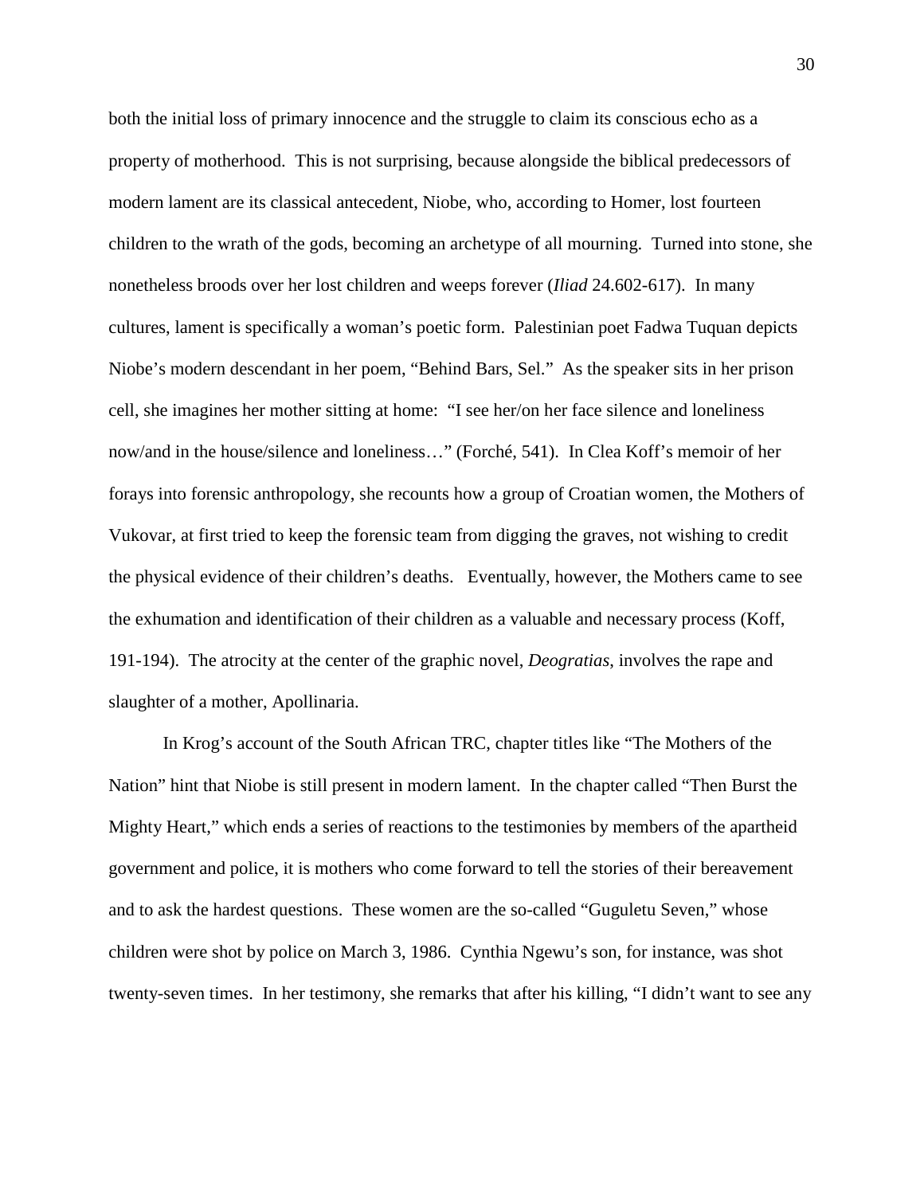both the initial loss of primary innocence and the struggle to claim its conscious echo as a property of motherhood. This is not surprising, because alongside the biblical predecessors of modern lament are its classical antecedent, Niobe, who, according to Homer, lost fourteen children to the wrath of the gods, becoming an archetype of all mourning. Turned into stone, she nonetheless broods over her lost children and weeps forever (*Iliad* 24.602-617). In many cultures, lament is specifically a woman's poetic form. Palestinian poet Fadwa Tuquan depicts Niobe's modern descendant in her poem, "Behind Bars, Sel." As the speaker sits in her prison cell, she imagines her mother sitting at home: "I see her/on her face silence and loneliness now/and in the house/silence and loneliness…" (Forché, 541). In Clea Koff's memoir of her forays into forensic anthropology, she recounts how a group of Croatian women, the Mothers of Vukovar, at first tried to keep the forensic team from digging the graves, not wishing to credit the physical evidence of their children's deaths. Eventually, however, the Mothers came to see the exhumation and identification of their children as a valuable and necessary process (Koff, 191-194). The atrocity at the center of the graphic novel, *Deogratias*, involves the rape and slaughter of a mother, Apollinaria.

In Krog's account of the South African TRC, chapter titles like "The Mothers of the Nation" hint that Niobe is still present in modern lament. In the chapter called "Then Burst the Mighty Heart," which ends a series of reactions to the testimonies by members of the apartheid government and police, it is mothers who come forward to tell the stories of their bereavement and to ask the hardest questions. These women are the so-called "Guguletu Seven," whose children were shot by police on March 3, 1986. Cynthia Ngewu's son, for instance, was shot twenty-seven times. In her testimony, she remarks that after his killing, "I didn't want to see any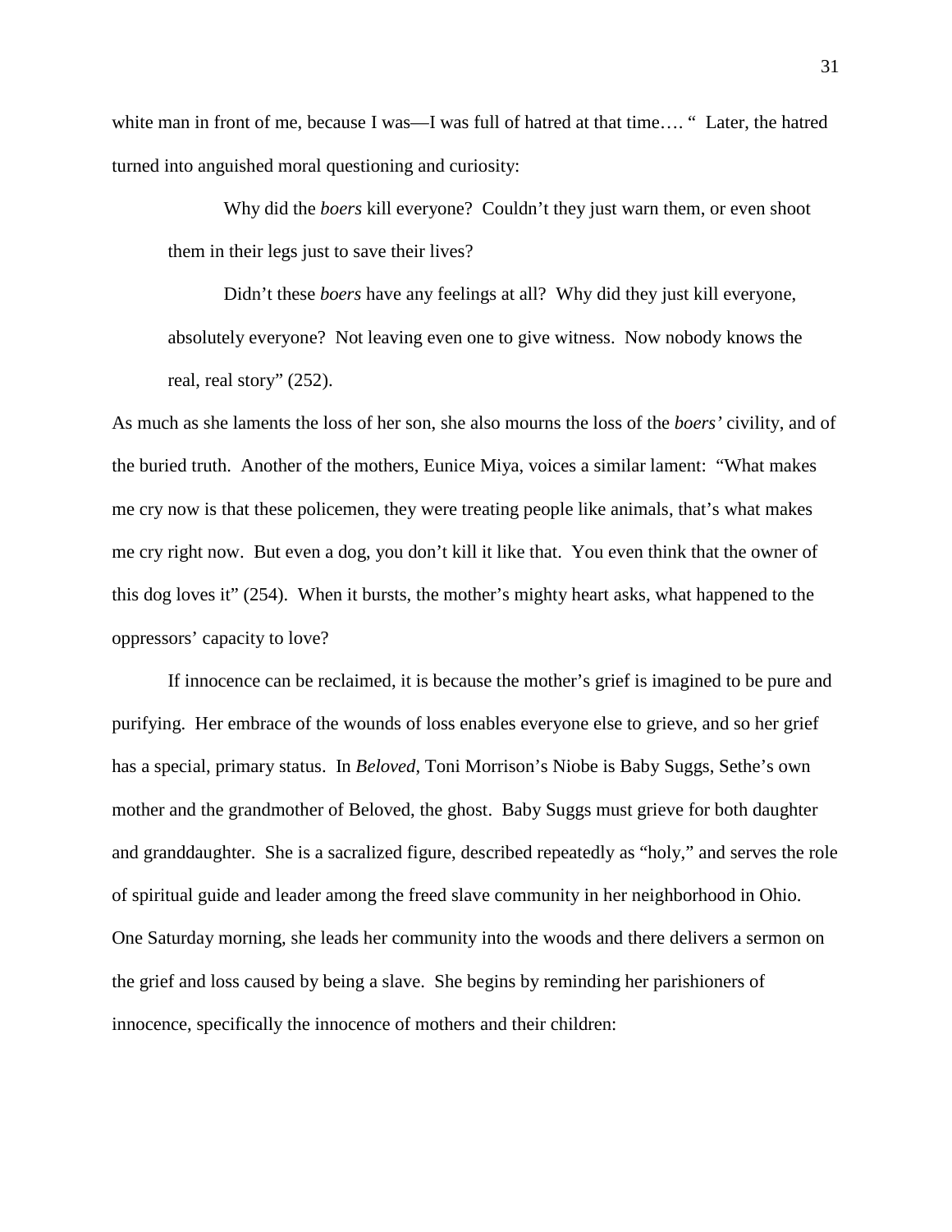white man in front of me, because I was—I was full of hatred at that time…. " Later, the hatred turned into anguished moral questioning and curiosity:

> Why did the *boers* kill everyone? Couldn't they just warn them, or even shoot them in their legs just to save their lives?
>
> Didn't these *boers* have any feelings at all? Why did they just kill everyone, absolutely everyone? Not leaving even one to give witness. Now nobody knows the real, real story" (252).

As much as she laments the loss of her son, she also mourns the loss of the *boers'* civility, and of the buried truth. Another of the mothers, Eunice Miya, voices a similar lament: "What makes me cry now is that these policemen, they were treating people like animals, that's what makes me cry right now. But even a dog, you don't kill it like that. You even think that the owner of this dog loves it" (254). When it bursts, the mother's mighty heart asks, what happened to the oppressors' capacity to love?

If innocence can be reclaimed, it is because the mother's grief is imagined to be pure and purifying. Her embrace of the wounds of loss enables everyone else to grieve, and so her grief has a special, primary status. In *Beloved*, Toni Morrison's Niobe is Baby Suggs, Sethe's own mother and the grandmother of Beloved, the ghost. Baby Suggs must grieve for both daughter and granddaughter. She is a sacralized figure, described repeatedly as "holy," and serves the role of spiritual guide and leader among the freed slave community in her neighborhood in Ohio. One Saturday morning, she leads her community into the woods and there delivers a sermon on the grief and loss caused by being a slave. She begins by reminding her parishioners of innocence, specifically the innocence of mothers and their children: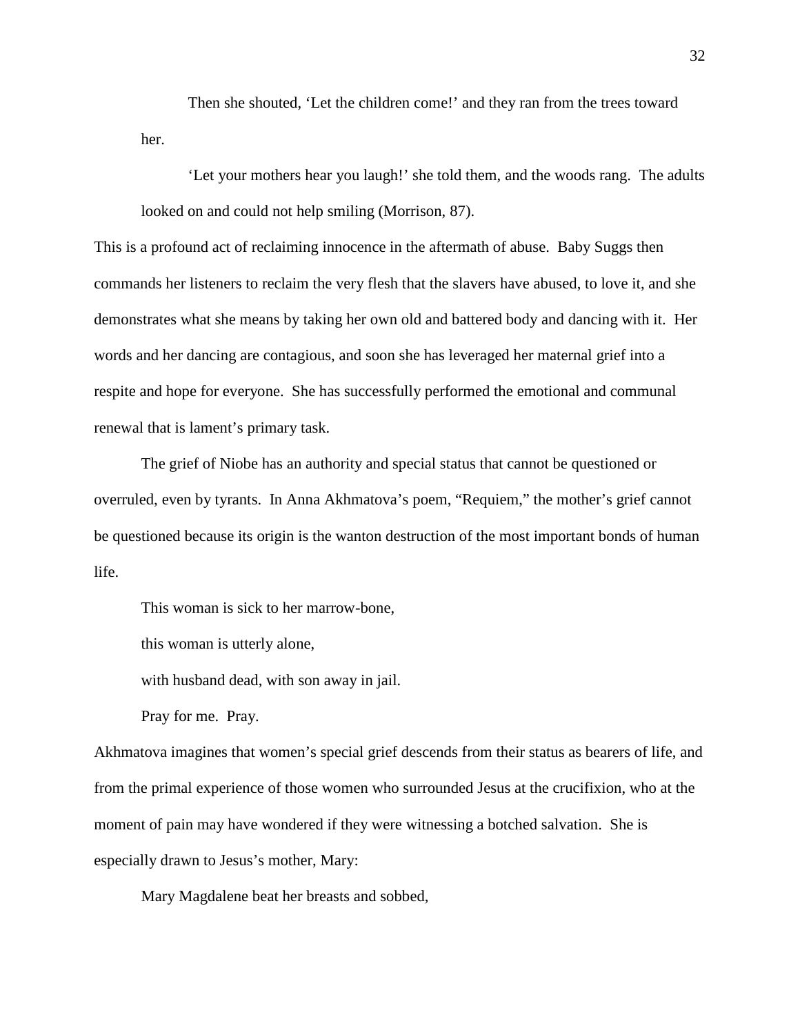> Then she shouted, 'Let the children come!' and they ran from the trees toward her.
>
> 'Let your mothers hear you laugh!' she told them, and the woods rang. The adults looked on and could not help smiling (Morrison, 87).

This is a profound act of reclaiming innocence in the aftermath of abuse. Baby Suggs then commands her listeners to reclaim the very flesh that the slavers have abused, to love it, and she demonstrates what she means by taking her own old and battered body and dancing with it. Her words and her dancing are contagious, and soon she has leveraged her maternal grief into a respite and hope for everyone. She has successfully performed the emotional and communal renewal that is lament's primary task.

The grief of Niobe has an authority and special status that cannot be questioned or overruled, even by tyrants. In Anna Akhmatova's poem, "Requiem," the mother's grief cannot be questioned because its origin is the wanton destruction of the most important bonds of human life.

> This woman is sick to her marrow-bone,
>
> this woman is utterly alone,
>
> with husband dead, with son away in jail.
>
> Pray for me. Pray.

Akhmatova imagines that women's special grief descends from their status as bearers of life, and from the primal experience of those women who surrounded Jesus at the crucifixion, who at the moment of pain may have wondered if they were witnessing a botched salvation. She is especially drawn to Jesus's mother, Mary:

> Mary Magdalene beat her breasts and sobbed,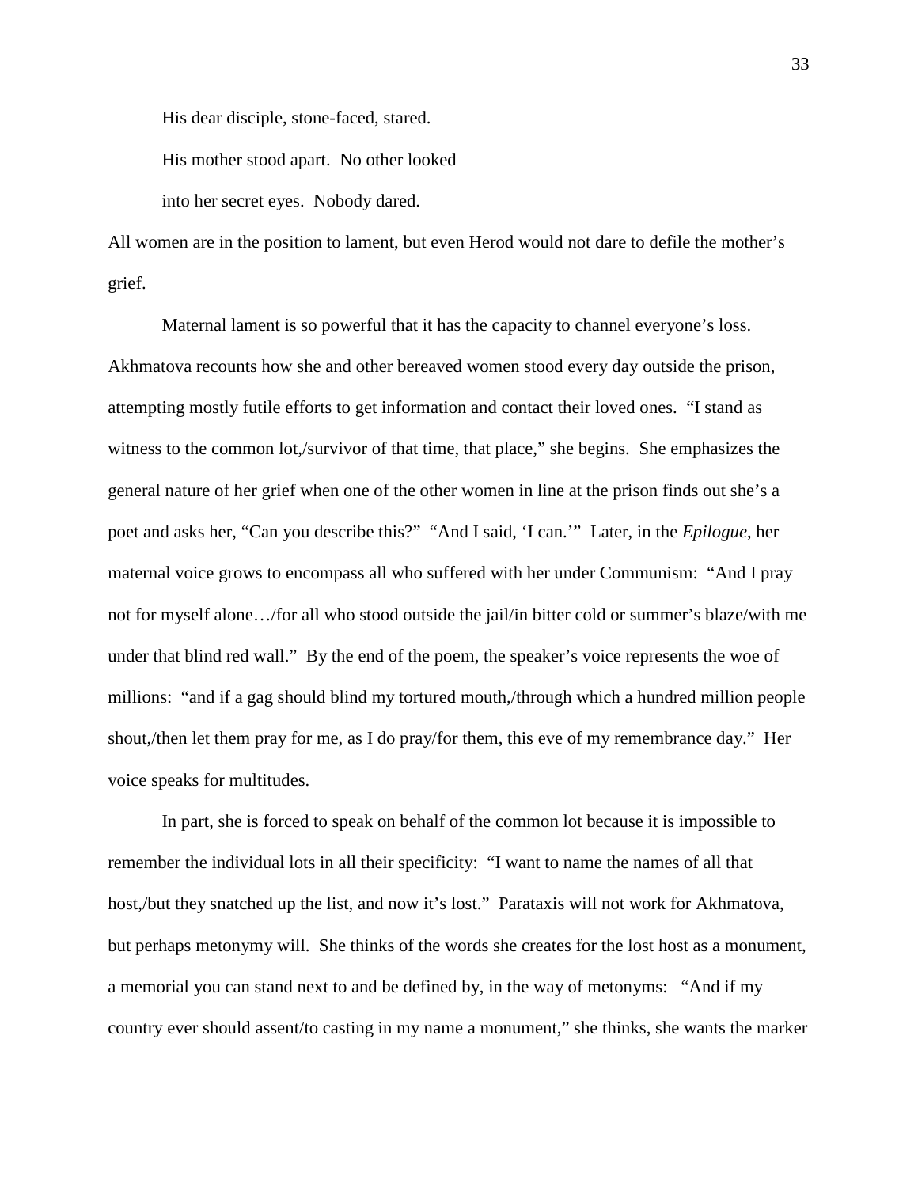> His dear disciple, stone-faced, stared.
>
> His mother stood apart. No other looked
>
> into her secret eyes. Nobody dared.

All women are in the position to lament, but even Herod would not dare to defile the mother's grief.

Maternal lament is so powerful that it has the capacity to channel everyone's loss. Akhmatova recounts how she and other bereaved women stood every day outside the prison, attempting mostly futile efforts to get information and contact their loved ones. "I stand as witness to the common lot,/survivor of that time, that place," she begins. She emphasizes the general nature of her grief when one of the other women in line at the prison finds out she's a poet and asks her, "Can you describe this?" "And I said, 'I can.'" Later, in the *Epilogue*, her maternal voice grows to encompass all who suffered with her under Communism: "And I pray not for myself alone…/for all who stood outside the jail/in bitter cold or summer's blaze/with me under that blind red wall." By the end of the poem, the speaker's voice represents the woe of millions: "and if a gag should blind my tortured mouth,/through which a hundred million people shout,/then let them pray for me, as I do pray/for them, this eve of my remembrance day." Her voice speaks for multitudes.

In part, she is forced to speak on behalf of the common lot because it is impossible to remember the individual lots in all their specificity: "I want to name the names of all that host,/but they snatched up the list, and now it's lost." Parataxis will not work for Akhmatova, but perhaps metonymy will. She thinks of the words she creates for the lost host as a monument, a memorial you can stand next to and be defined by, in the way of metonyms: "And if my country ever should assent/to casting in my name a monument," she thinks, she wants the marker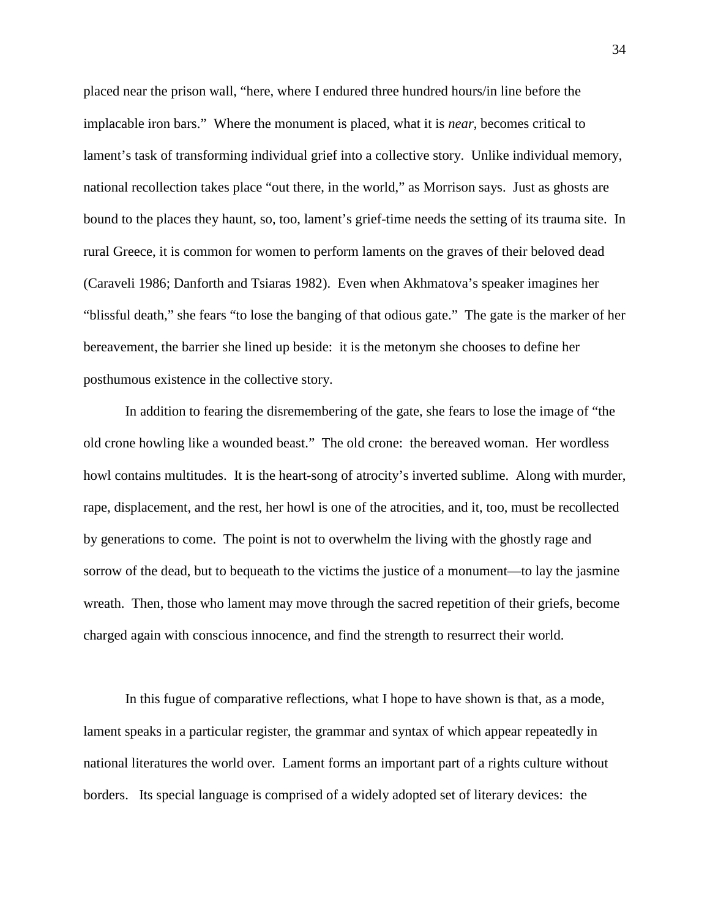placed near the prison wall, "here, where I endured three hundred hours/in line before the implacable iron bars." Where the monument is placed, what it is *near*, becomes critical to lament's task of transforming individual grief into a collective story. Unlike individual memory, national recollection takes place "out there, in the world," as Morrison says. Just as ghosts are bound to the places they haunt, so, too, lament's grief-time needs the setting of its trauma site. In rural Greece, it is common for women to perform laments on the graves of their beloved dead (Caraveli 1986; Danforth and Tsiaras 1982). Even when Akhmatova's speaker imagines her "blissful death," she fears "to lose the banging of that odious gate." The gate is the marker of her bereavement, the barrier she lined up beside: it is the metonym she chooses to define her posthumous existence in the collective story.

In addition to fearing the disremembering of the gate, she fears to lose the image of "the old crone howling like a wounded beast." The old crone: the bereaved woman. Her wordless howl contains multitudes. It is the heart-song of atrocity's inverted sublime. Along with murder, rape, displacement, and the rest, her howl is one of the atrocities, and it, too, must be recollected by generations to come. The point is not to overwhelm the living with the ghostly rage and sorrow of the dead, but to bequeath to the victims the justice of a monument—to lay the jasmine wreath. Then, those who lament may move through the sacred repetition of their griefs, become charged again with conscious innocence, and find the strength to resurrect their world.

In this fugue of comparative reflections, what I hope to have shown is that, as a mode, lament speaks in a particular register, the grammar and syntax of which appear repeatedly in national literatures the world over. Lament forms an important part of a rights culture without borders. Its special language is comprised of a widely adopted set of literary devices: the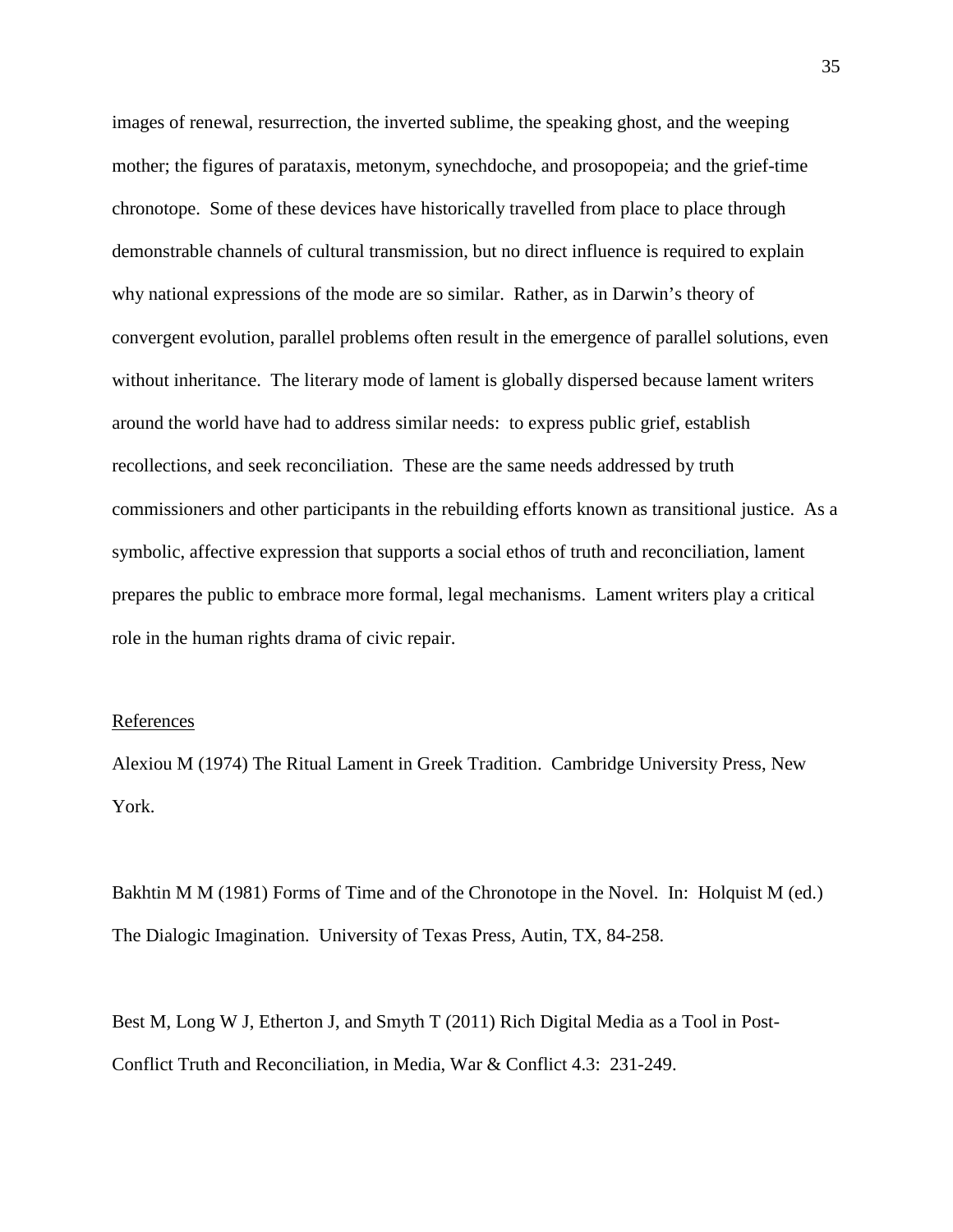images of renewal, resurrection, the inverted sublime, the speaking ghost, and the weeping mother; the figures of parataxis, metonym, synechdoche, and prosopopeia; and the grief-time chronotope. Some of these devices have historically travelled from place to place through demonstrable channels of cultural transmission, but no direct influence is required to explain why national expressions of the mode are so similar. Rather, as in Darwin's theory of convergent evolution, parallel problems often result in the emergence of parallel solutions, even without inheritance. The literary mode of lament is globally dispersed because lament writers around the world have had to address similar needs: to express public grief, establish recollections, and seek reconciliation. These are the same needs addressed by truth commissioners and other participants in the rebuilding efforts known as transitional justice. As a symbolic, affective expression that supports a social ethos of truth and reconciliation, lament prepares the public to embrace more formal, legal mechanisms. Lament writers play a critical role in the human rights drama of civic repair.

## References

Alexiou M (1974) The Ritual Lament in Greek Tradition. Cambridge University Press, New York.

Bakhtin M M (1981) Forms of Time and of the Chronotope in the Novel. In: Holquist M (ed.) The Dialogic Imagination. University of Texas Press, Autin, TX, 84-258.

Best M, Long W J, Etherton J, and Smyth T (2011) Rich Digital Media as a Tool in Post-Conflict Truth and Reconciliation, in Media, War & Conflict 4.3: 231-249.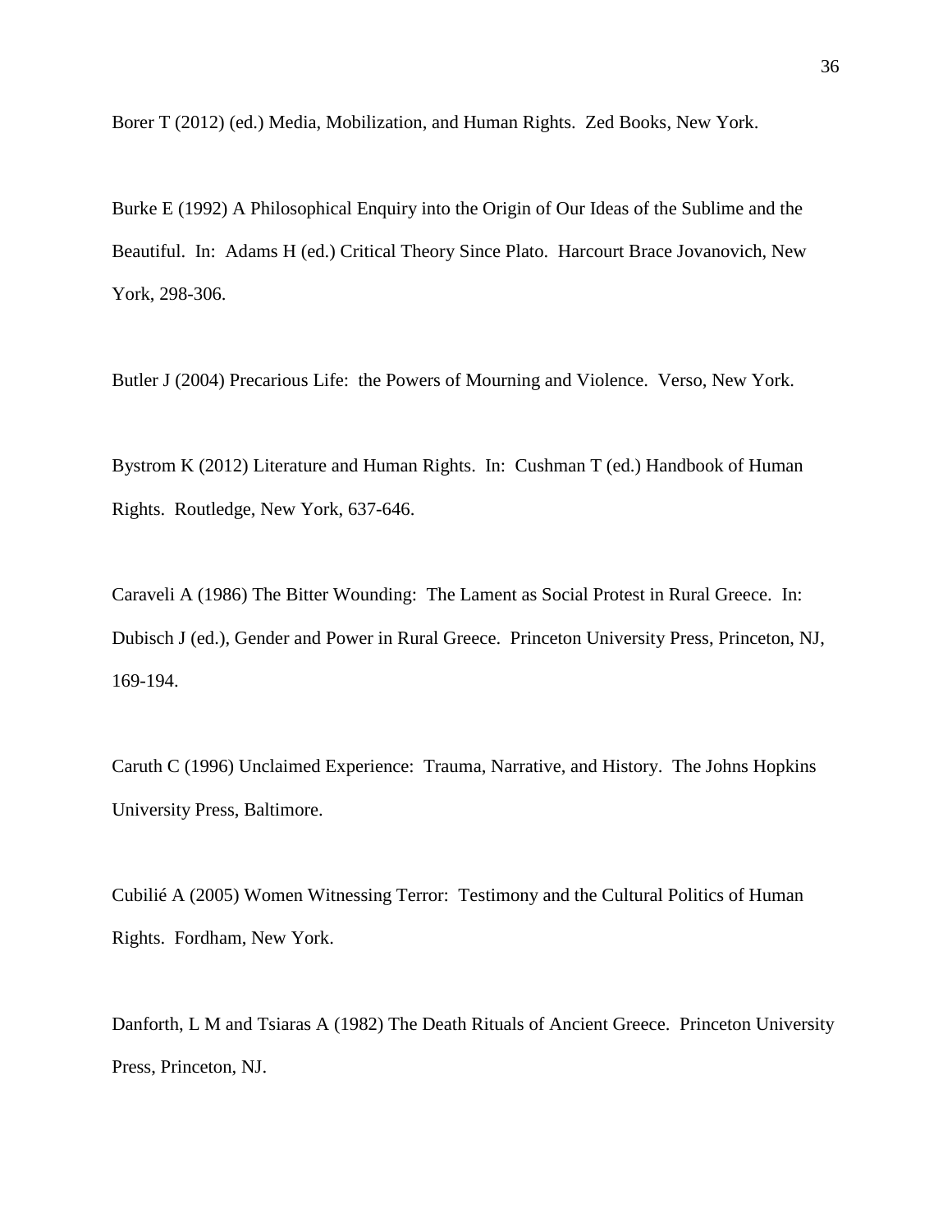Borer T (2012) (ed.) Media, Mobilization, and Human Rights. Zed Books, New York.

Burke E (1992) A Philosophical Enquiry into the Origin of Our Ideas of the Sublime and the Beautiful. In: Adams H (ed.) Critical Theory Since Plato. Harcourt Brace Jovanovich, New York, 298-306.

Butler J (2004) Precarious Life: the Powers of Mourning and Violence. Verso, New York.

Bystrom K (2012) Literature and Human Rights. In: Cushman T (ed.) Handbook of Human Rights. Routledge, New York, 637-646.

Caraveli A (1986) The Bitter Wounding: The Lament as Social Protest in Rural Greece. In: Dubisch J (ed.), Gender and Power in Rural Greece. Princeton University Press, Princeton, NJ, 169-194.

Caruth C (1996) Unclaimed Experience: Trauma, Narrative, and History. The Johns Hopkins University Press, Baltimore.

Cubilié A (2005) Women Witnessing Terror: Testimony and the Cultural Politics of Human Rights. Fordham, New York.

Danforth, L M and Tsiaras A (1982) The Death Rituals of Ancient Greece. Princeton University Press, Princeton, NJ.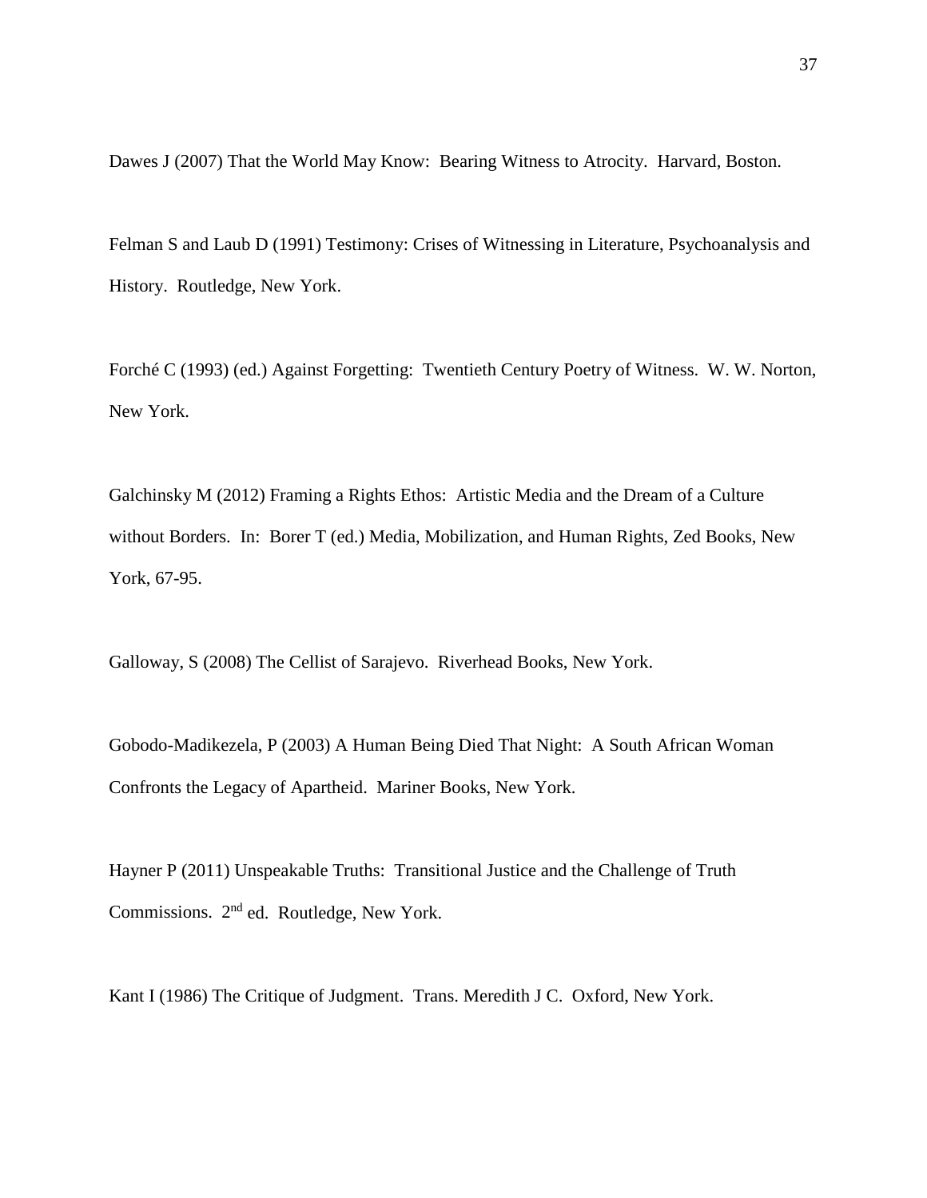Dawes J (2007) That the World May Know: Bearing Witness to Atrocity. Harvard, Boston.

Felman S and Laub D (1991) Testimony: Crises of Witnessing in Literature, Psychoanalysis and History. Routledge, New York.

Forché C (1993) (ed.) Against Forgetting: Twentieth Century Poetry of Witness. W. W. Norton, New York.

Galchinsky M (2012) Framing a Rights Ethos: Artistic Media and the Dream of a Culture without Borders. In: Borer T (ed.) Media, Mobilization, and Human Rights, Zed Books, New York, 67-95.

Galloway, S (2008) The Cellist of Sarajevo. Riverhead Books, New York.

Gobodo-Madikezela, P (2003) A Human Being Died That Night: A South African Woman Confronts the Legacy of Apartheid. Mariner Books, New York.

Hayner P (2011) Unspeakable Truths: Transitional Justice and the Challenge of Truth Commissions. 2nd ed. Routledge, New York.

Kant I (1986) The Critique of Judgment. Trans. Meredith J C. Oxford, New York.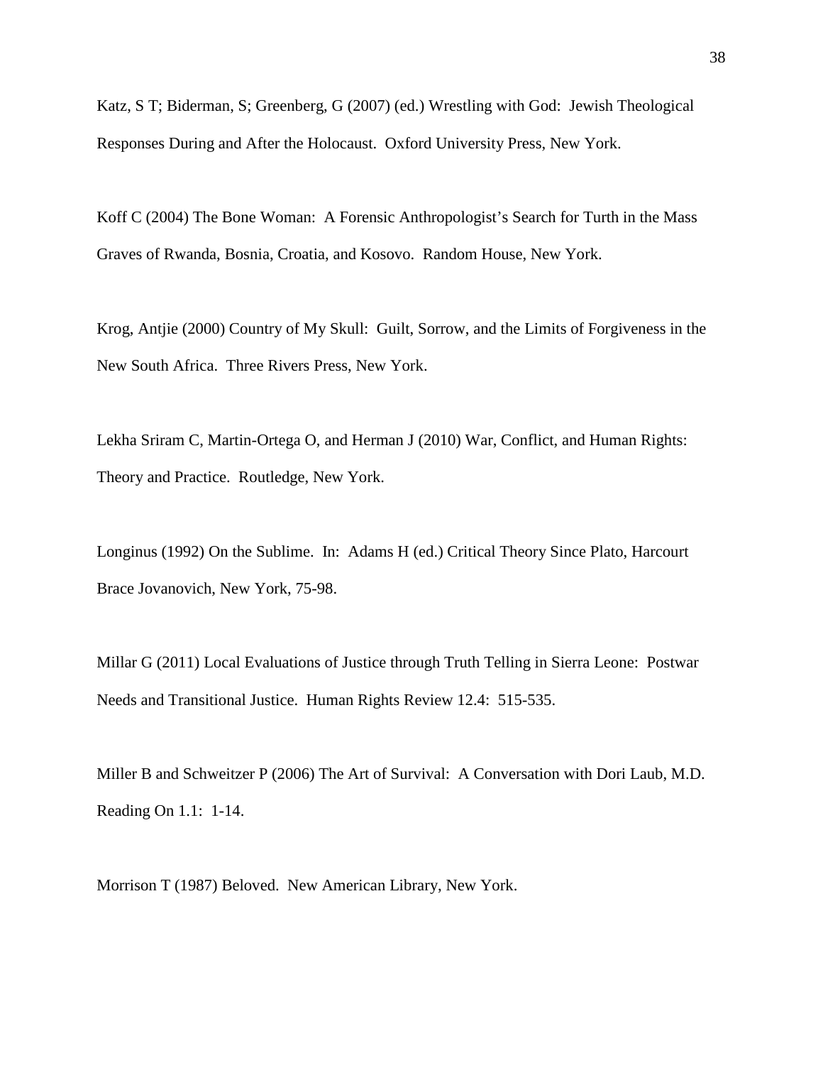Katz, S T; Biderman, S; Greenberg, G (2007) (ed.) Wrestling with God: Jewish Theological Responses During and After the Holocaust. Oxford University Press, New York.

Koff C (2004) The Bone Woman: A Forensic Anthropologist's Search for Turth in the Mass Graves of Rwanda, Bosnia, Croatia, and Kosovo. Random House, New York.

Krog, Antjie (2000) Country of My Skull: Guilt, Sorrow, and the Limits of Forgiveness in the New South Africa. Three Rivers Press, New York.

Lekha Sriram C, Martin-Ortega O, and Herman J (2010) War, Conflict, and Human Rights: Theory and Practice. Routledge, New York.

Longinus (1992) On the Sublime. In: Adams H (ed.) Critical Theory Since Plato, Harcourt Brace Jovanovich, New York, 75-98.

Millar G (2011) Local Evaluations of Justice through Truth Telling in Sierra Leone: Postwar Needs and Transitional Justice. Human Rights Review 12.4: 515-535.

Miller B and Schweitzer P (2006) The Art of Survival: A Conversation with Dori Laub, M.D. Reading On 1.1: 1-14.

Morrison T (1987) Beloved. New American Library, New York.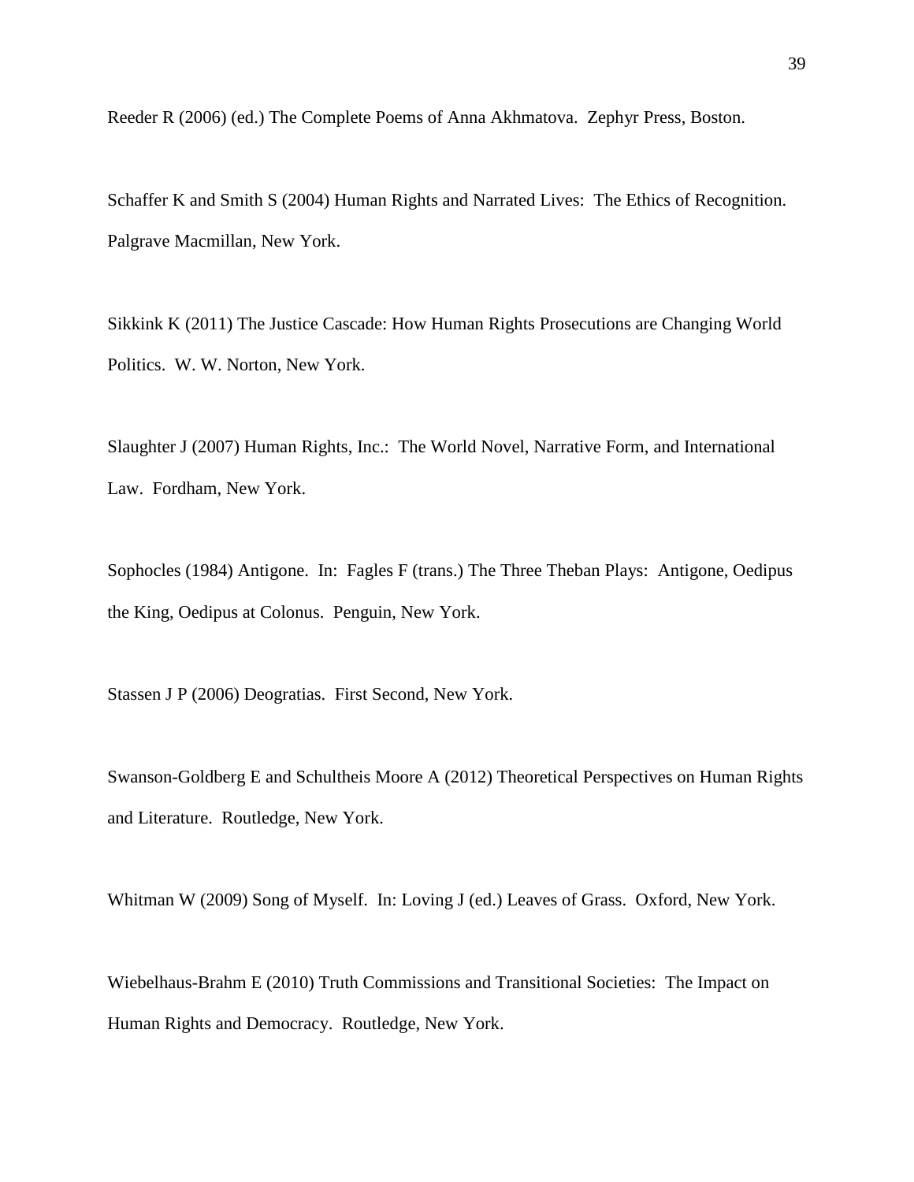Reeder R (2006) (ed.) The Complete Poems of Anna Akhmatova. Zephyr Press, Boston.

Schaffer K and Smith S (2004) Human Rights and Narrated Lives: The Ethics of Recognition. Palgrave Macmillan, New York.

Sikkink K (2011) The Justice Cascade: How Human Rights Prosecutions are Changing World Politics. W. W. Norton, New York.

Slaughter J (2007) Human Rights, Inc.: The World Novel, Narrative Form, and International Law. Fordham, New York.

Sophocles (1984) Antigone. In: Fagles F (trans.) The Three Theban Plays: Antigone, Oedipus the King, Oedipus at Colonus. Penguin, New York.

Stassen J P (2006) Deogratias. First Second, New York.

Swanson-Goldberg E and Schultheis Moore A (2012) Theoretical Perspectives on Human Rights and Literature. Routledge, New York.

Whitman W (2009) Song of Myself. In: Loving J (ed.) Leaves of Grass. Oxford, New York.

Wiebelhaus-Brahm E (2010) Truth Commissions and Transitional Societies: The Impact on Human Rights and Democracy. Routledge, New York.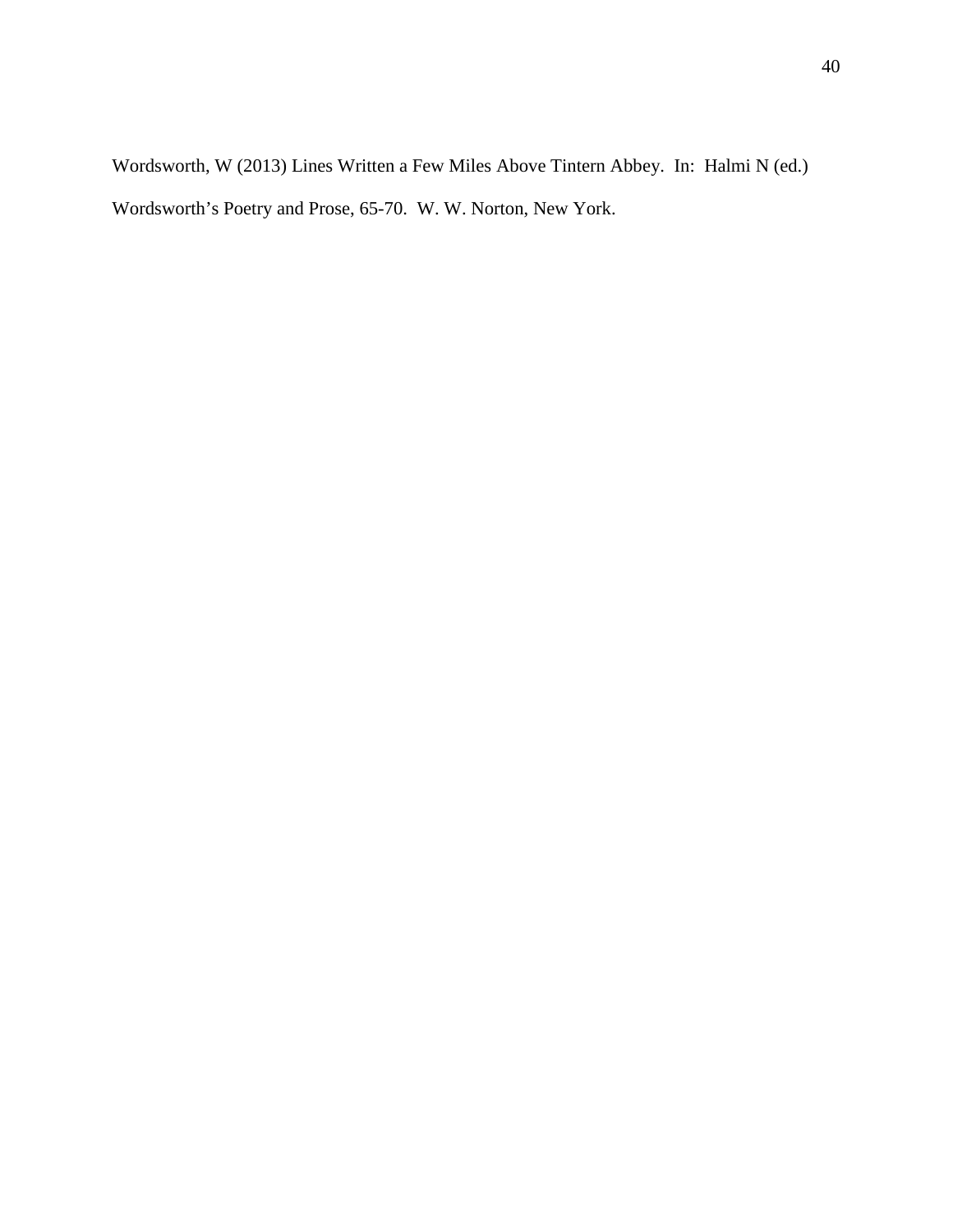Wordsworth, W (2013) Lines Written a Few Miles Above Tintern Abbey. In: Halmi N (ed.) Wordsworth's Poetry and Prose, 65-70. W. W. Norton, New York.